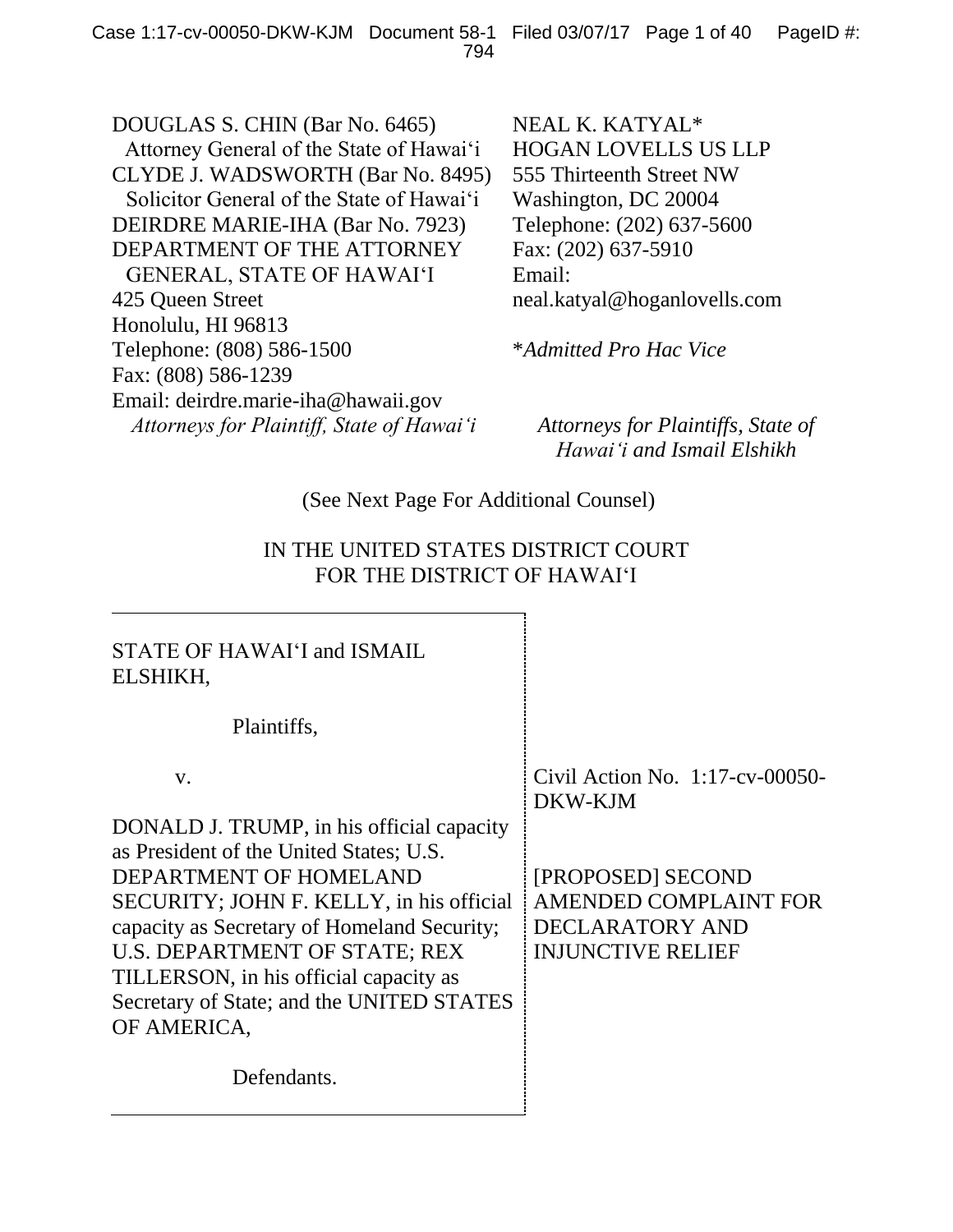DOUGLAS S. CHIN (Bar No. 6465)
Attorney General of the State of Hawai'i
CLYDE J. WADSWORTH (Bar No. 8495)
Solicitor General of the State of Hawai'i
DEIRDRE MARIE-IHA (Bar No. 7923)
DEPARTMENT OF THE ATTORNEY GENERAL, STATE OF HAWAI'I
425 Queen Street
Honolulu, HI 96813
Telephone: (808) 586-1500
Fax: (808) 586-1239
Email: deirdre.marie-iha@hawaii.gov
*Attorneys for Plaintiff, State of Hawai'i*

NEAL K. KATYAL*
HOGAN LOVELLS US LLP
555 Thirteenth Street NW
Washington, DC 20004
Telephone: (202) 637-5600
Fax: (202) 637-5910
Email: neal.katyal@hoganlovells.com

*Admitted Pro Hac Vice*

*Attorneys for Plaintiffs, State of Hawai'i and Ismail Elshikh*

(See Next Page For Additional Counsel)

IN THE UNITED STATES DISTRICT COURT
FOR THE DISTRICT OF HAWAI'I

STATE OF HAWAI'I and ISMAIL ELSHIKH,

Plaintiffs,

v.

DONALD J. TRUMP, in his official capacity as President of the United States; U.S. DEPARTMENT OF HOMELAND SECURITY; JOHN F. KELLY, in his official capacity as Secretary of Homeland Security; U.S. DEPARTMENT OF STATE; REX TILLERSON, in his official capacity as Secretary of State; and the UNITED STATES OF AMERICA,

Defendants.

Civil Action No. 1:17-cv-00050-DKW-KJM

[PROPOSED] SECOND AMENDED COMPLAINT FOR DECLARATORY AND INJUNCTIVE RELIEF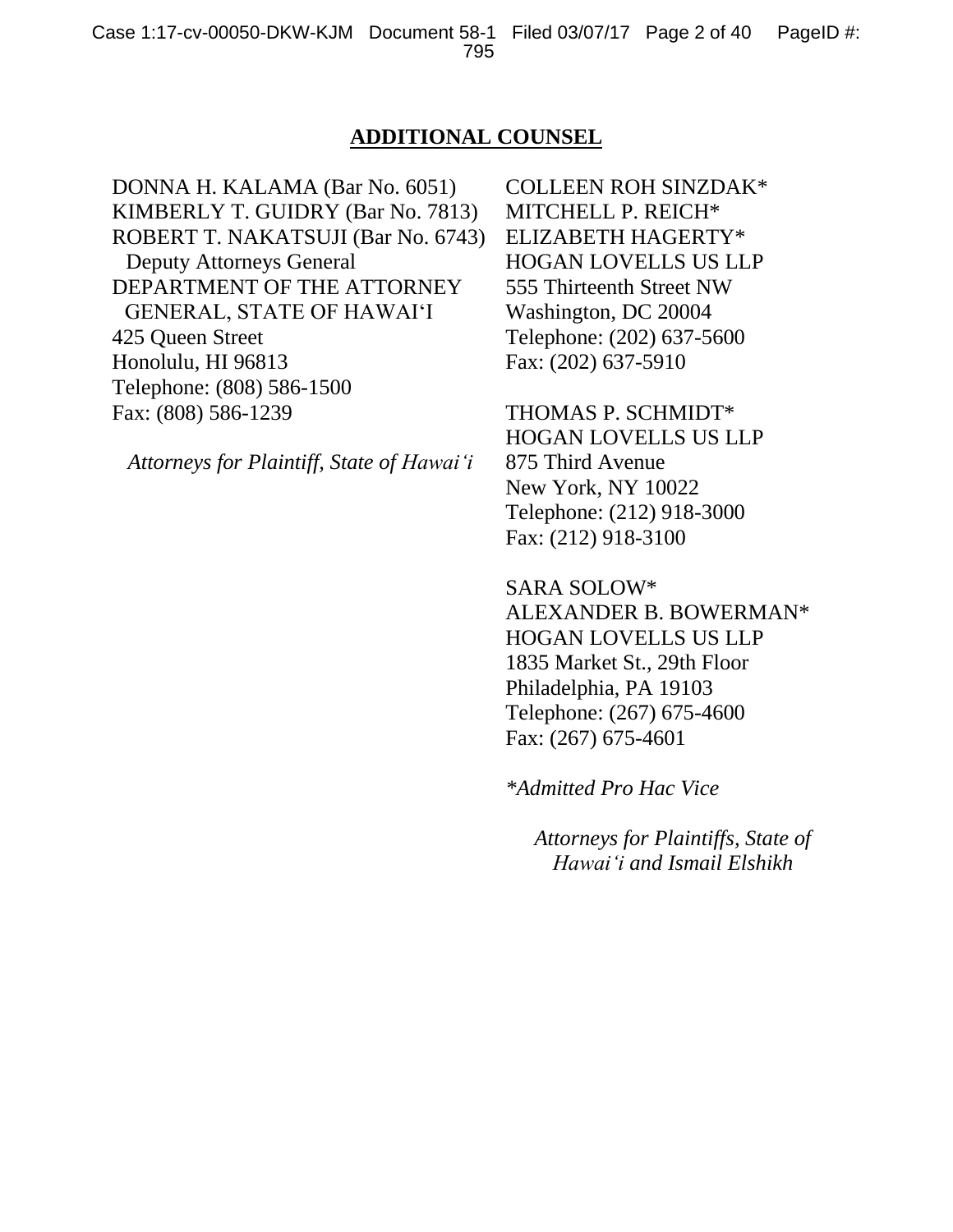## ADDITIONAL COUNSEL

DONNA H. KALAMA (Bar No. 6051)
KIMBERLY T. GUIDRY (Bar No. 7813)
ROBERT T. NAKATSUJI (Bar No. 6743)
Deputy Attorneys General
DEPARTMENT OF THE ATTORNEY GENERAL, STATE OF HAWAI'I
425 Queen Street
Honolulu, HI 96813
Telephone: (808) 586-1500
Fax: (808) 586-1239

*Attorneys for Plaintiff, State of Hawai'i*

COLLEEN ROH SINZDAK*
MITCHELL P. REICH*
ELIZABETH HAGERTY*
HOGAN LOVELLS US LLP
555 Thirteenth Street NW
Washington, DC 20004
Telephone: (202) 637-5600
Fax: (202) 637-5910

THOMAS P. SCHMIDT*
HOGAN LOVELLS US LLP
875 Third Avenue
New York, NY 10022
Telephone: (212) 918-3000
Fax: (212) 918-3100

SARA SOLOW*
ALEXANDER B. BOWERMAN*
HOGAN LOVELLS US LLP
1835 Market St., 29th Floor
Philadelphia, PA 19103
Telephone: (267) 675-4600
Fax: (267) 675-4601

*\*Admitted Pro Hac Vice*

*Attorneys for Plaintiffs, State of Hawai'i and Ismail Elshikh*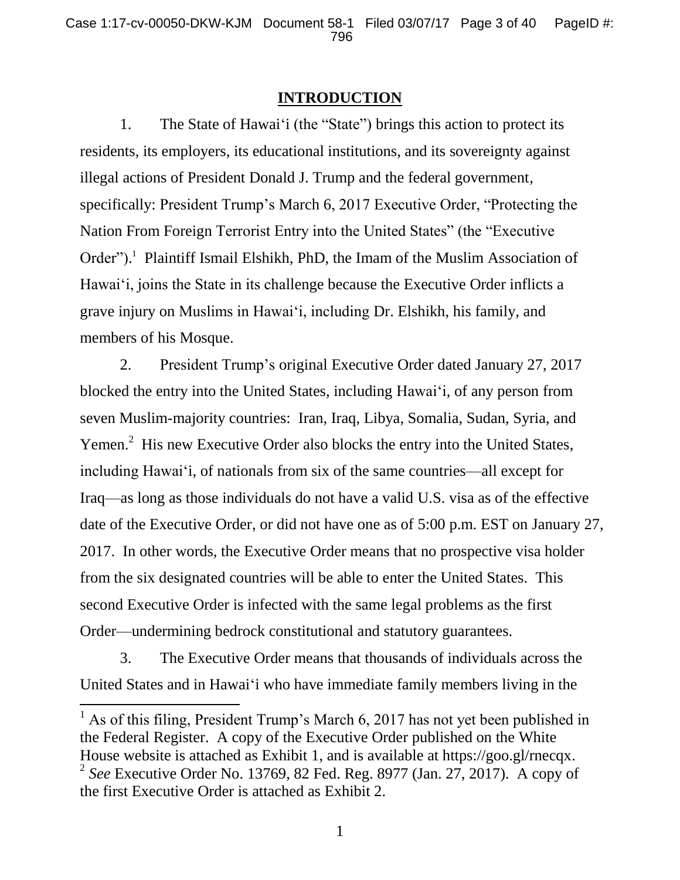## INTRODUCTION

1. The State of Hawaiʻi (the "State") brings this action to protect its residents, its employers, its educational institutions, and its sovereignty against illegal actions of President Donald J. Trump and the federal government, specifically: President Trump's March 6, 2017 Executive Order, "Protecting the Nation From Foreign Terrorist Entry into the United States" (the "Executive Order").[1] Plaintiff Ismail Elshikh, PhD, the Imam of the Muslim Association of Hawaiʻi, joins the State in its challenge because the Executive Order inflicts a grave injury on Muslims in Hawaiʻi, including Dr. Elshikh, his family, and members of his Mosque.

2. President Trump's original Executive Order dated January 27, 2017 blocked the entry into the United States, including Hawaiʻi, of any person from seven Muslim-majority countries: Iran, Iraq, Libya, Somalia, Sudan, Syria, and Yemen.[2] His new Executive Order also blocks the entry into the United States, including Hawaiʻi, of nationals from six of the same countries—all except for Iraq—as long as those individuals do not have a valid U.S. visa as of the effective date of the Executive Order, or did not have one as of 5:00 p.m. EST on January 27, 2017. In other words, the Executive Order means that no prospective visa holder from the six designated countries will be able to enter the United States. This second Executive Order is infected with the same legal problems as the first Order—undermining bedrock constitutional and statutory guarantees.

3. The Executive Order means that thousands of individuals across the United States and in Hawaiʻi who have immediate family members living in the

---

[1] As of this filing, President Trump's March 6, 2017 has not yet been published in the Federal Register. A copy of the Executive Order published on the White House website is attached as Exhibit 1, and is available at https://goo.gl/rnecqx.

[2] *See* Executive Order No. 13769, 82 Fed. Reg. 8977 (Jan. 27, 2017). A copy of the first Executive Order is attached as Exhibit 2.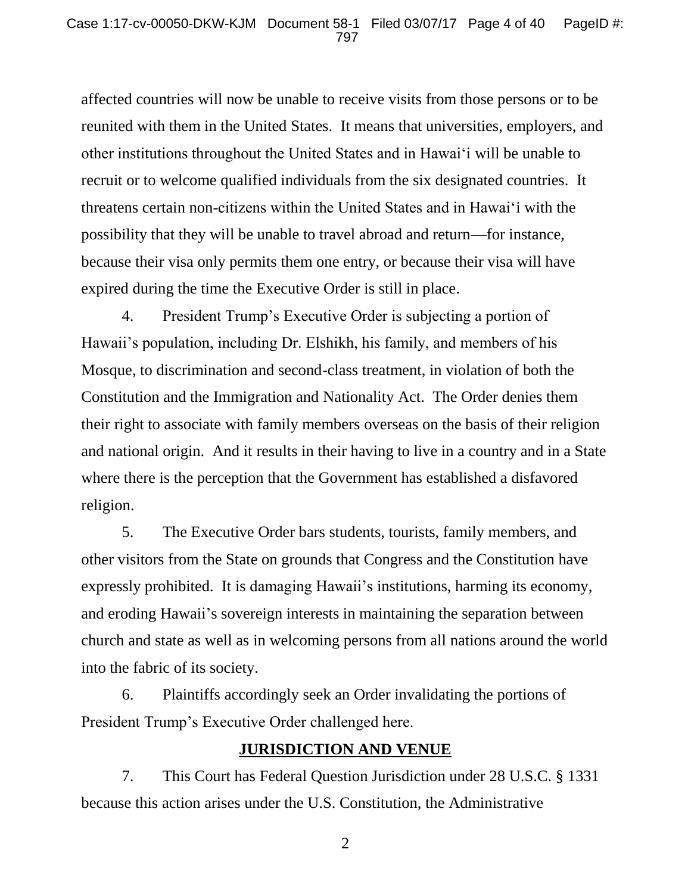affected countries will now be unable to receive visits from those persons or to be reunited with them in the United States. It means that universities, employers, and other institutions throughout the United States and in Hawai‘i will be unable to recruit or to welcome qualified individuals from the six designated countries. It threatens certain non-citizens within the United States and in Hawai‘i with the possibility that they will be unable to travel abroad and return—for instance, because their visa only permits them one entry, or because their visa will have expired during the time the Executive Order is still in place.

4. President Trump’s Executive Order is subjecting a portion of Hawaii’s population, including Dr. Elshikh, his family, and members of his Mosque, to discrimination and second-class treatment, in violation of both the Constitution and the Immigration and Nationality Act. The Order denies them their right to associate with family members overseas on the basis of their religion and national origin. And it results in their having to live in a country and in a State where there is the perception that the Government has established a disfavored religion.

5. The Executive Order bars students, tourists, family members, and other visitors from the State on grounds that Congress and the Constitution have expressly prohibited. It is damaging Hawaii’s institutions, harming its economy, and eroding Hawaii’s sovereign interests in maintaining the separation between church and state as well as in welcoming persons from all nations around the world into the fabric of its society.

6. Plaintiffs accordingly seek an Order invalidating the portions of President Trump’s Executive Order challenged here.

## JURISDICTION AND VENUE

7. This Court has Federal Question Jurisdiction under 28 U.S.C. § 1331 because this action arises under the U.S. Constitution, the Administrative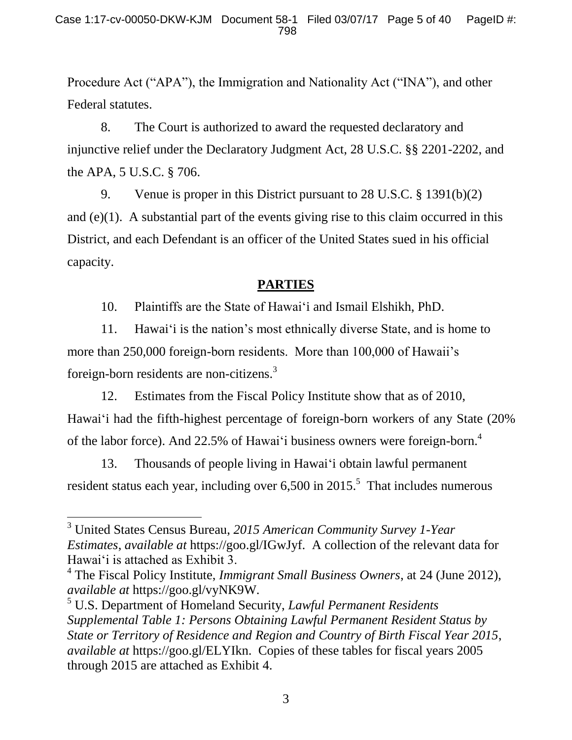Procedure Act ("APA"), the Immigration and Nationality Act ("INA"), and other Federal statutes.

8. The Court is authorized to award the requested declaratory and injunctive relief under the Declaratory Judgment Act, 28 U.S.C. §§ 2201-2202, and the APA, 5 U.S.C. § 706.

9. Venue is proper in this District pursuant to 28 U.S.C. § 1391(b)(2) and (e)(1). A substantial part of the events giving rise to this claim occurred in this District, and each Defendant is an officer of the United States sued in his official capacity.

## **PARTIES**

10. Plaintiffs are the State of Hawai'i and Ismail Elshikh, PhD.

11. Hawai'i is the nation's most ethnically diverse State, and is home to more than 250,000 foreign-born residents. More than 100,000 of Hawaii's foreign-born residents are non-citizens.[3]

12. Estimates from the Fiscal Policy Institute show that as of 2010, Hawai'i had the fifth-highest percentage of foreign-born workers of any State (20% of the labor force). And 22.5% of Hawai'i business owners were foreign-born.[4]

13. Thousands of people living in Hawai'i obtain lawful permanent resident status each year, including over 6,500 in 2015.[5] That includes numerous

---

[3] United States Census Bureau, *2015 American Community Survey 1-Year Estimates*, *available at* https://goo.gl/IGwJyf. A collection of the relevant data for Hawai'i is attached as Exhibit 3.

[4] The Fiscal Policy Institute, *Immigrant Small Business Owners*, at 24 (June 2012), *available at* https://goo.gl/vyNK9W.

[5] U.S. Department of Homeland Security, *Lawful Permanent Residents Supplemental Table 1: Persons Obtaining Lawful Permanent Resident Status by State or Territory of Residence and Region and Country of Birth Fiscal Year 2015*, *available at* https://goo.gl/ELYIkn. Copies of these tables for fiscal years 2005 through 2015 are attached as Exhibit 4.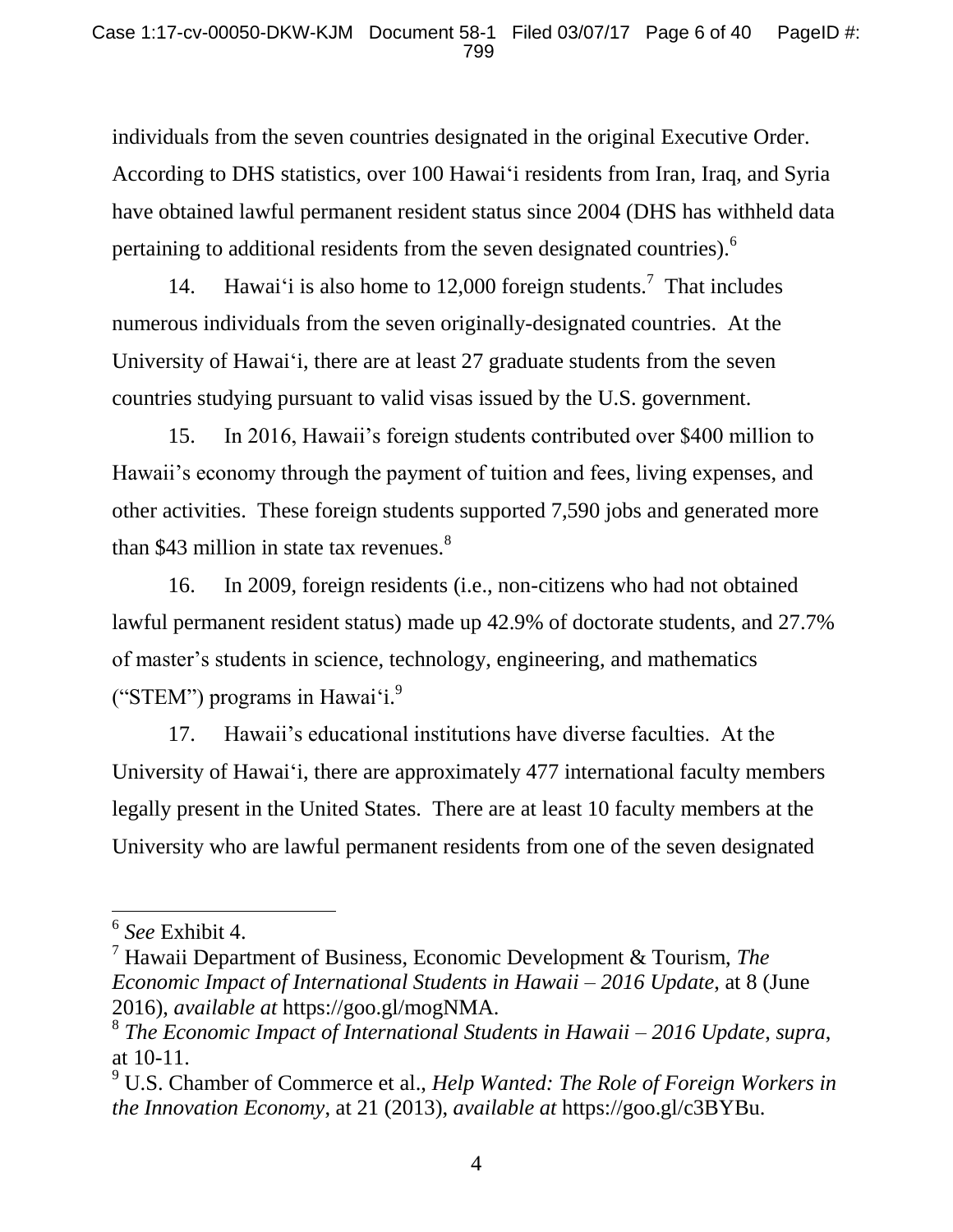individuals from the seven countries designated in the original Executive Order. According to DHS statistics, over 100 Hawai'i residents from Iran, Iraq, and Syria have obtained lawful permanent resident status since 2004 (DHS has withheld data pertaining to additional residents from the seven designated countries).[6]

14. Hawai'i is also home to 12,000 foreign students.[7] That includes numerous individuals from the seven originally-designated countries. At the University of Hawai'i, there are at least 27 graduate students from the seven countries studying pursuant to valid visas issued by the U.S. government.

15. In 2016, Hawaii's foreign students contributed over $400 million to Hawaii's economy through the payment of tuition and fees, living expenses, and other activities. These foreign students supported 7,590 jobs and generated more than $43 million in state tax revenues.[8]

16. In 2009, foreign residents (i.e., non-citizens who had not obtained lawful permanent resident status) made up 42.9% of doctorate students, and 27.7% of master's students in science, technology, engineering, and mathematics ("STEM") programs in Hawai'i.[9]

17. Hawaii's educational institutions have diverse faculties. At the University of Hawai'i, there are approximately 477 international faculty members legally present in the United States. There are at least 10 faculty members at the University who are lawful permanent residents from one of the seven designated

---

[6] *See* Exhibit 4.

[7] Hawaii Department of Business, Economic Development & Tourism, *The Economic Impact of International Students in Hawaii – 2016 Update*, at 8 (June 2016), *available at* https://goo.gl/mogNMA.

[8] *The Economic Impact of International Students in Hawaii – 2016 Update*, *supra*, at 10-11.

[9] U.S. Chamber of Commerce et al., *Help Wanted: The Role of Foreign Workers in the Innovation Economy*, at 21 (2013), *available at* https://goo.gl/c3BYBu.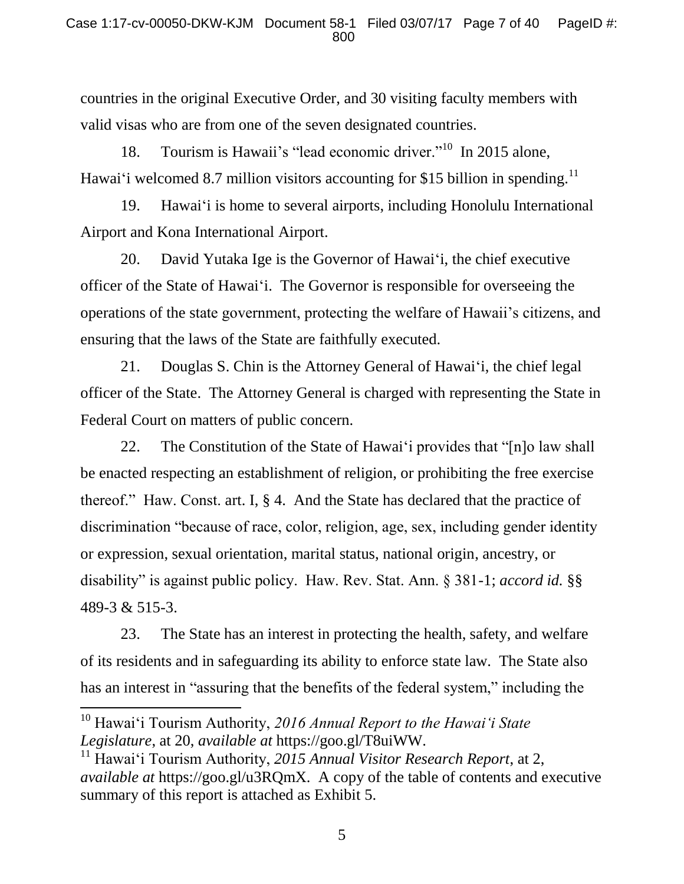countries in the original Executive Order, and 30 visiting faculty members with valid visas who are from one of the seven designated countries.

18. Tourism is Hawaii's "lead economic driver."[10] In 2015 alone, Hawaiʻi welcomed 8.7 million visitors accounting for $15 billion in spending.[11]

19. Hawaiʻi is home to several airports, including Honolulu International Airport and Kona International Airport.

20. David Yutaka Ige is the Governor of Hawaiʻi, the chief executive officer of the State of Hawaiʻi. The Governor is responsible for overseeing the operations of the state government, protecting the welfare of Hawaii's citizens, and ensuring that the laws of the State are faithfully executed.

21. Douglas S. Chin is the Attorney General of Hawaiʻi, the chief legal officer of the State. The Attorney General is charged with representing the State in Federal Court on matters of public concern.

22. The Constitution of the State of Hawaiʻi provides that "[n]o law shall be enacted respecting an establishment of religion, or prohibiting the free exercise thereof." Haw. Const. art. I, § 4. And the State has declared that the practice of discrimination "because of race, color, religion, age, sex, including gender identity or expression, sexual orientation, marital status, national origin, ancestry, or disability" is against public policy. Haw. Rev. Stat. Ann. § 381-1; *accord id.* §§ 489-3 & 515-3.

23. The State has an interest in protecting the health, safety, and welfare of its residents and in safeguarding its ability to enforce state law. The State also has an interest in "assuring that the benefits of the federal system," including the

---

[10] Hawaiʻi Tourism Authority, *2016 Annual Report to the Hawaiʻi State Legislature*, at 20, *available at* https://goo.gl/T8uiWW.

[11] Hawaiʻi Tourism Authority, *2015 Annual Visitor Research Report*, at 2, *available at* https://goo.gl/u3RQmX. A copy of the table of contents and executive summary of this report is attached as Exhibit 5.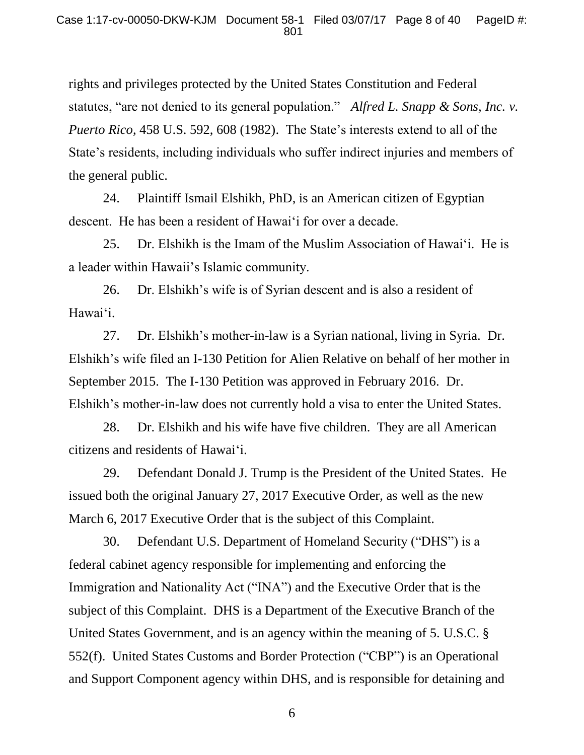rights and privileges protected by the United States Constitution and Federal statutes, "are not denied to its general population." *Alfred L. Snapp & Sons, Inc. v. Puerto Rico*, 458 U.S. 592, 608 (1982). The State's interests extend to all of the State's residents, including individuals who suffer indirect injuries and members of the general public.

24. Plaintiff Ismail Elshikh, PhD, is an American citizen of Egyptian descent. He has been a resident of Hawai'i for over a decade.

25. Dr. Elshikh is the Imam of the Muslim Association of Hawai'i. He is a leader within Hawaii's Islamic community.

26. Dr. Elshikh's wife is of Syrian descent and is also a resident of Hawai'i.

27. Dr. Elshikh's mother-in-law is a Syrian national, living in Syria. Dr. Elshikh's wife filed an I-130 Petition for Alien Relative on behalf of her mother in September 2015. The I-130 Petition was approved in February 2016. Dr. Elshikh's mother-in-law does not currently hold a visa to enter the United States.

28. Dr. Elshikh and his wife have five children. They are all American citizens and residents of Hawai'i.

29. Defendant Donald J. Trump is the President of the United States. He issued both the original January 27, 2017 Executive Order, as well as the new March 6, 2017 Executive Order that is the subject of this Complaint.

30. Defendant U.S. Department of Homeland Security ("DHS") is a federal cabinet agency responsible for implementing and enforcing the Immigration and Nationality Act ("INA") and the Executive Order that is the subject of this Complaint. DHS is a Department of the Executive Branch of the United States Government, and is an agency within the meaning of 5. U.S.C. § 552(f). United States Customs and Border Protection ("CBP") is an Operational and Support Component agency within DHS, and is responsible for detaining and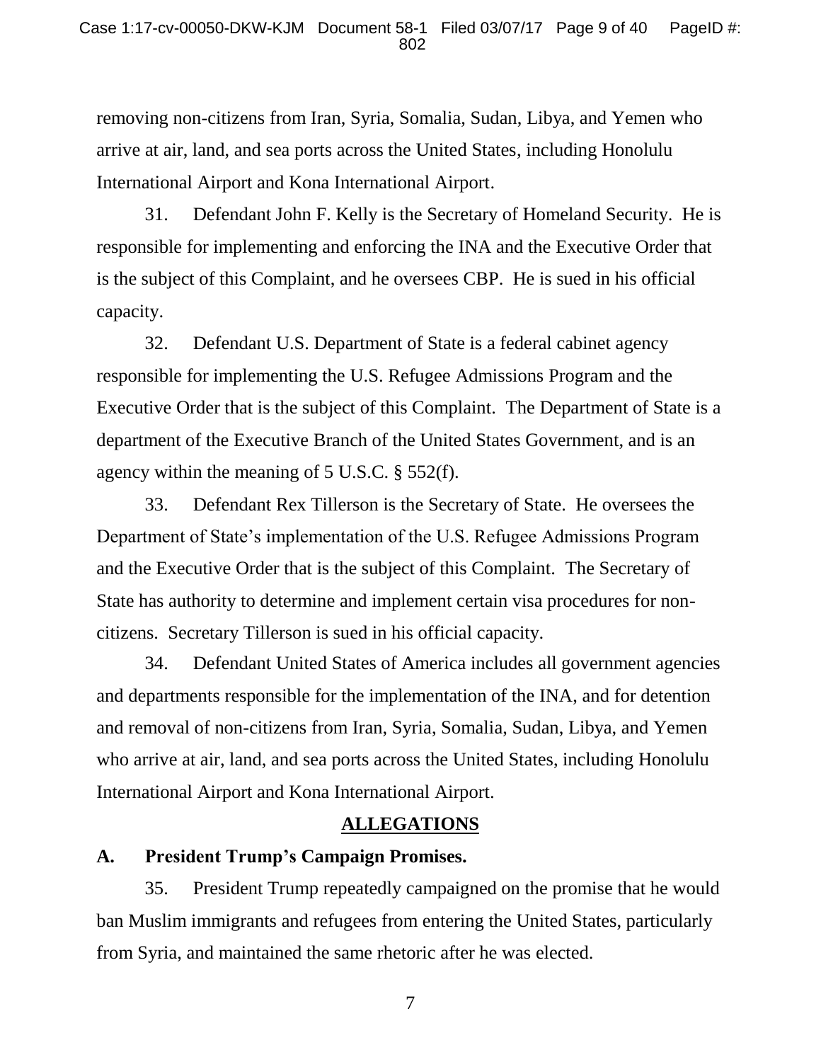removing non-citizens from Iran, Syria, Somalia, Sudan, Libya, and Yemen who arrive at air, land, and sea ports across the United States, including Honolulu International Airport and Kona International Airport.

31. Defendant John F. Kelly is the Secretary of Homeland Security. He is responsible for implementing and enforcing the INA and the Executive Order that is the subject of this Complaint, and he oversees CBP. He is sued in his official capacity.

32. Defendant U.S. Department of State is a federal cabinet agency responsible for implementing the U.S. Refugee Admissions Program and the Executive Order that is the subject of this Complaint. The Department of State is a department of the Executive Branch of the United States Government, and is an agency within the meaning of 5 U.S.C. § 552(f).

33. Defendant Rex Tillerson is the Secretary of State. He oversees the Department of State's implementation of the U.S. Refugee Admissions Program and the Executive Order that is the subject of this Complaint. The Secretary of State has authority to determine and implement certain visa procedures for non-citizens. Secretary Tillerson is sued in his official capacity.

34. Defendant United States of America includes all government agencies and departments responsible for the implementation of the INA, and for detention and removal of non-citizens from Iran, Syria, Somalia, Sudan, Libya, and Yemen who arrive at air, land, and sea ports across the United States, including Honolulu International Airport and Kona International Airport.

## ALLEGATIONS

### A. President Trump's Campaign Promises.

35. President Trump repeatedly campaigned on the promise that he would ban Muslim immigrants and refugees from entering the United States, particularly from Syria, and maintained the same rhetoric after he was elected.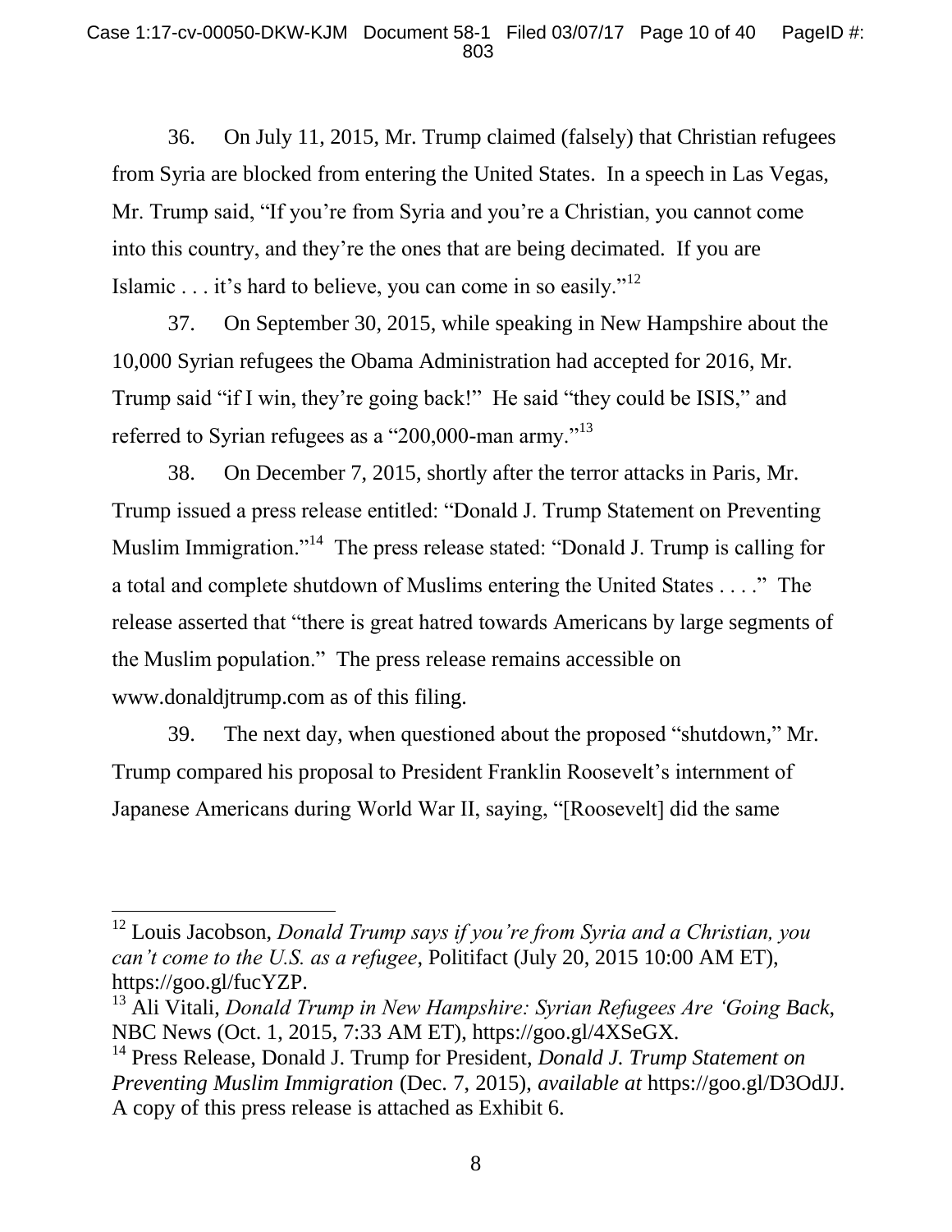36. On July 11, 2015, Mr. Trump claimed (falsely) that Christian refugees from Syria are blocked from entering the United States. In a speech in Las Vegas, Mr. Trump said, "If you're from Syria and you're a Christian, you cannot come into this country, and they're the ones that are being decimated. If you are Islamic . . . it's hard to believe, you can come in so easily."[12]

37. On September 30, 2015, while speaking in New Hampshire about the 10,000 Syrian refugees the Obama Administration had accepted for 2016, Mr. Trump said "if I win, they're going back!" He said "they could be ISIS," and referred to Syrian refugees as a "200,000-man army."[13]

38. On December 7, 2015, shortly after the terror attacks in Paris, Mr. Trump issued a press release entitled: "Donald J. Trump Statement on Preventing Muslim Immigration."[14] The press release stated: "Donald J. Trump is calling for a total and complete shutdown of Muslims entering the United States . . . ." The release asserted that "there is great hatred towards Americans by large segments of the Muslim population." The press release remains accessible on www.donaldjtrump.com as of this filing.

39. The next day, when questioned about the proposed "shutdown," Mr. Trump compared his proposal to President Franklin Roosevelt's internment of Japanese Americans during World War II, saying, "[Roosevelt] did the same

---

[12] Louis Jacobson, *Donald Trump says if you're from Syria and a Christian, you can't come to the U.S. as a refugee*, Politifact (July 20, 2015 10:00 AM ET), https://goo.gl/fucYZP.

[13] Ali Vitali, *Donald Trump in New Hampshire: Syrian Refugees Are 'Going Back*, NBC News (Oct. 1, 2015, 7:33 AM ET), https://goo.gl/4XSeGX.

[14] Press Release, Donald J. Trump for President, *Donald J. Trump Statement on Preventing Muslim Immigration* (Dec. 7, 2015), *available at* https://goo.gl/D3OdJJ. A copy of this press release is attached as Exhibit 6.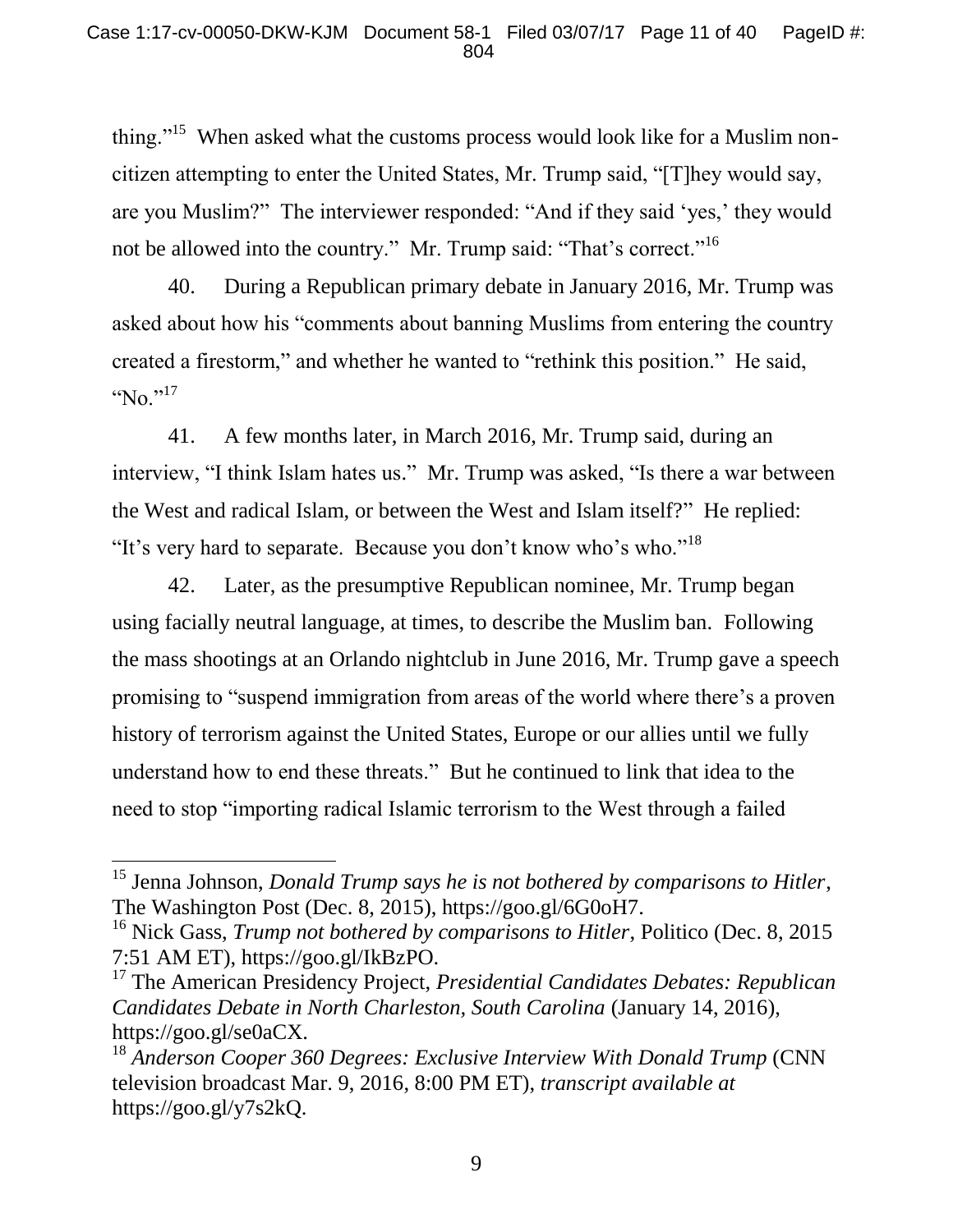thing."[15] When asked what the customs process would look like for a Muslim non-citizen attempting to enter the United States, Mr. Trump said, "[T]hey would say, are you Muslim?" The interviewer responded: "And if they said 'yes,' they would not be allowed into the country." Mr. Trump said: "That's correct."[16]

40. During a Republican primary debate in January 2016, Mr. Trump was asked about how his "comments about banning Muslims from entering the country created a firestorm," and whether he wanted to "rethink this position." He said, "No."[17]

41. A few months later, in March 2016, Mr. Trump said, during an interview, "I think Islam hates us." Mr. Trump was asked, "Is there a war between the West and radical Islam, or between the West and Islam itself?" He replied: "It's very hard to separate. Because you don't know who's who."[18]

42. Later, as the presumptive Republican nominee, Mr. Trump began using facially neutral language, at times, to describe the Muslim ban. Following the mass shootings at an Orlando nightclub in June 2016, Mr. Trump gave a speech promising to "suspend immigration from areas of the world where there's a proven history of terrorism against the United States, Europe or our allies until we fully understand how to end these threats." But he continued to link that idea to the need to stop "importing radical Islamic terrorism to the West through a failed

---

[15] Jenna Johnson, *Donald Trump says he is not bothered by comparisons to Hitler*, The Washington Post (Dec. 8, 2015), https://goo.gl/6G0oH7.

[16] Nick Gass, *Trump not bothered by comparisons to Hitler*, Politico (Dec. 8, 2015 7:51 AM ET), https://goo.gl/IkBzPO.

[17] The American Presidency Project, *Presidential Candidates Debates: Republican Candidates Debate in North Charleston, South Carolina* (January 14, 2016), https://goo.gl/se0aCX.

[18] *Anderson Cooper 360 Degrees: Exclusive Interview With Donald Trump* (CNN television broadcast Mar. 9, 2016, 8:00 PM ET), *transcript available at* https://goo.gl/y7s2kQ.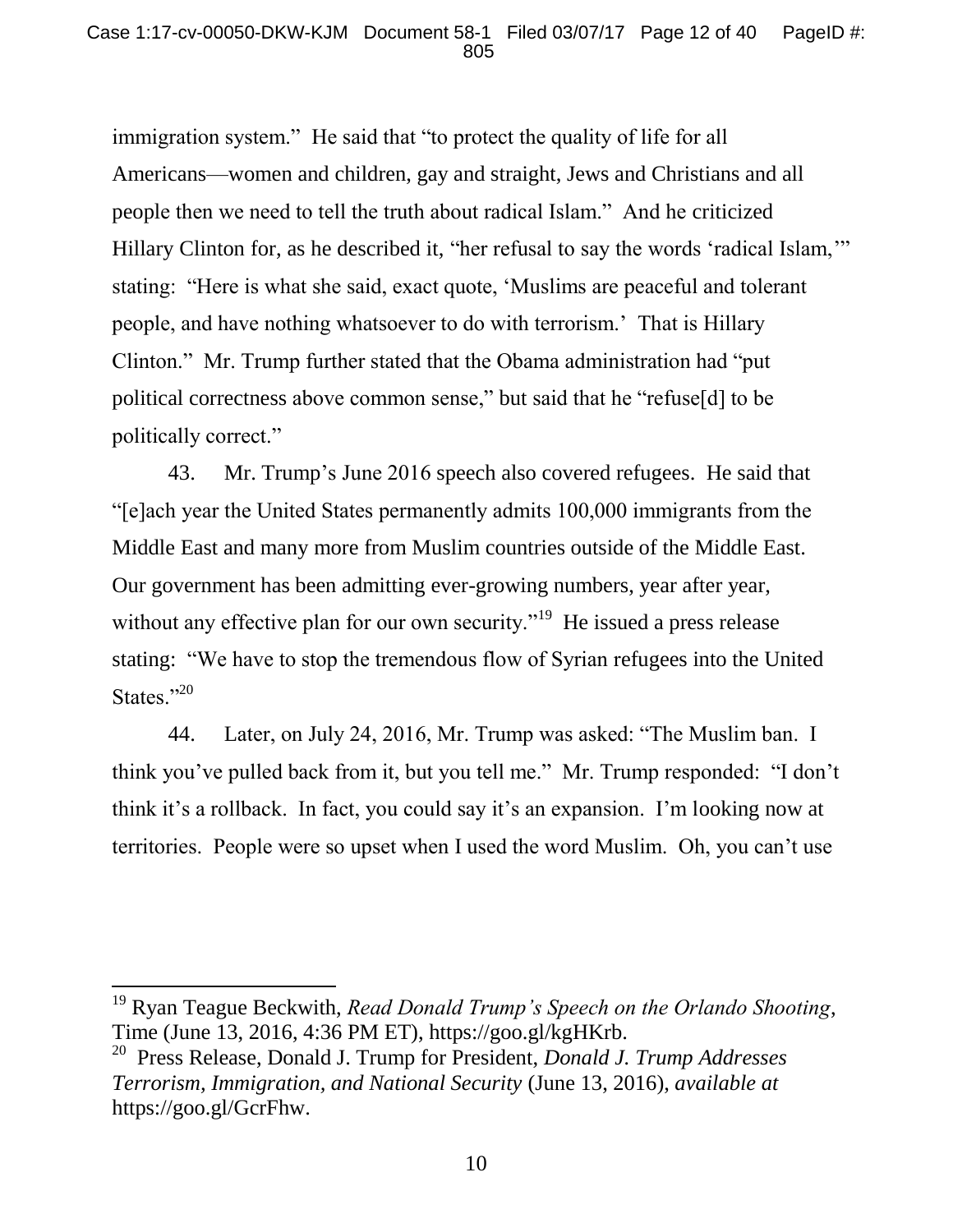immigration system." He said that "to protect the quality of life for all Americans—women and children, gay and straight, Jews and Christians and all people then we need to tell the truth about radical Islam." And he criticized Hillary Clinton for, as he described it, "her refusal to say the words 'radical Islam,'" stating: "Here is what she said, exact quote, 'Muslims are peaceful and tolerant people, and have nothing whatsoever to do with terrorism.' That is Hillary Clinton." Mr. Trump further stated that the Obama administration had "put political correctness above common sense," but said that he "refuse[d] to be politically correct."

43. Mr. Trump's June 2016 speech also covered refugees. He said that "[e]ach year the United States permanently admits 100,000 immigrants from the Middle East and many more from Muslim countries outside of the Middle East. Our government has been admitting ever-growing numbers, year after year, without any effective plan for our own security."[19] He issued a press release stating: "We have to stop the tremendous flow of Syrian refugees into the United States."[20]

44. Later, on July 24, 2016, Mr. Trump was asked: "The Muslim ban. I think you've pulled back from it, but you tell me." Mr. Trump responded: "I don't think it's a rollback. In fact, you could say it's an expansion. I'm looking now at territories. People were so upset when I used the word Muslim. Oh, you can't use

---

[19] Ryan Teague Beckwith, *Read Donald Trump's Speech on the Orlando Shooting*, Time (June 13, 2016, 4:36 PM ET), https://goo.gl/kgHKrb.

[20] Press Release, Donald J. Trump for President, *Donald J. Trump Addresses Terrorism, Immigration, and National Security* (June 13, 2016), *available at* https://goo.gl/GcrFhw.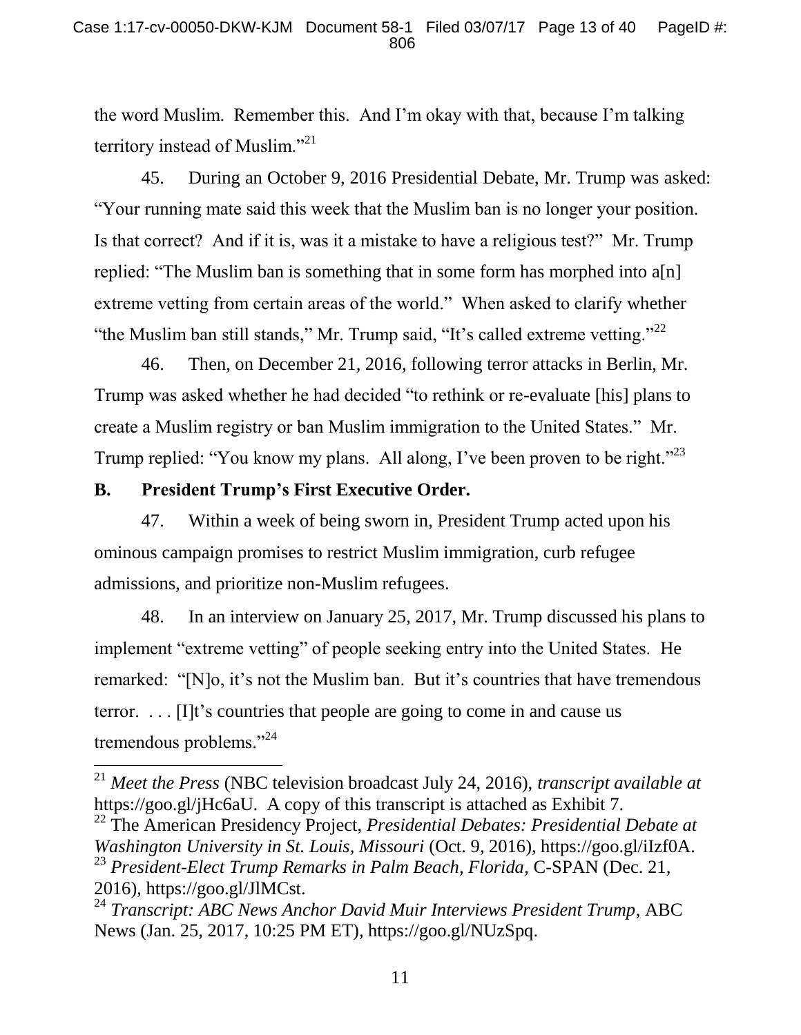the word Muslim. Remember this. And I'm okay with that, because I'm talking territory instead of Muslim."[21]

45. During an October 9, 2016 Presidential Debate, Mr. Trump was asked: "Your running mate said this week that the Muslim ban is no longer your position. Is that correct? And if it is, was it a mistake to have a religious test?" Mr. Trump replied: "The Muslim ban is something that in some form has morphed into a[n] extreme vetting from certain areas of the world." When asked to clarify whether "the Muslim ban still stands," Mr. Trump said, "It's called extreme vetting."[22]

46. Then, on December 21, 2016, following terror attacks in Berlin, Mr. Trump was asked whether he had decided "to rethink or re-evaluate [his] plans to create a Muslim registry or ban Muslim immigration to the United States." Mr. Trump replied: "You know my plans. All along, I've been proven to be right."[23]

## B. President Trump's First Executive Order.

47. Within a week of being sworn in, President Trump acted upon his ominous campaign promises to restrict Muslim immigration, curb refugee admissions, and prioritize non-Muslim refugees.

48. In an interview on January 25, 2017, Mr. Trump discussed his plans to implement "extreme vetting" of people seeking entry into the United States. He remarked: "[N]o, it's not the Muslim ban. But it's countries that have tremendous terror. . . . [I]t's countries that people are going to come in and cause us tremendous problems."[24]

---

[21] *Meet the Press* (NBC television broadcast July 24, 2016), *transcript available at* https://goo.gl/jHc6aU. A copy of this transcript is attached as Exhibit 7.

[22] The American Presidency Project, *Presidential Debates: Presidential Debate at Washington University in St. Louis, Missouri* (Oct. 9, 2016), https://goo.gl/iIzf0A.

[23] *President-Elect Trump Remarks in Palm Beach, Florida*, C-SPAN (Dec. 21, 2016), https://goo.gl/JlMCst.

[24] *Transcript: ABC News Anchor David Muir Interviews President Trump*, ABC News (Jan. 25, 2017, 10:25 PM ET), https://goo.gl/NUzSpq.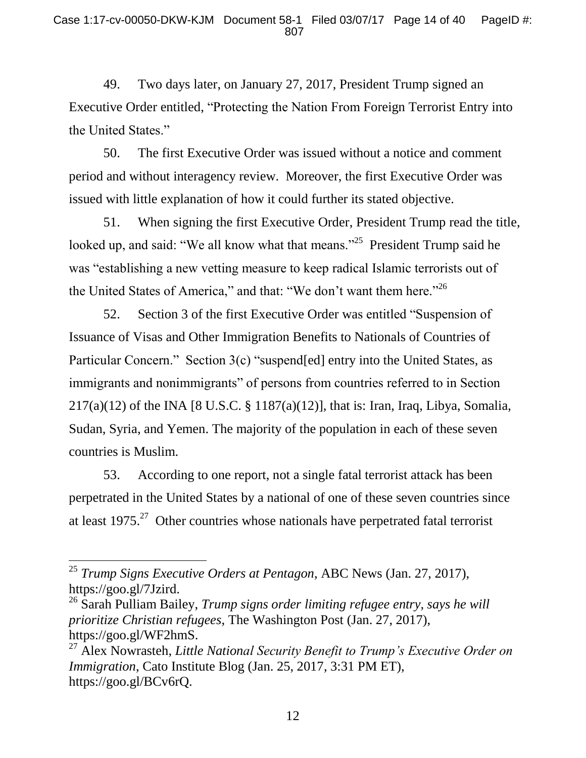49. Two days later, on January 27, 2017, President Trump signed an Executive Order entitled, "Protecting the Nation From Foreign Terrorist Entry into the United States."

50. The first Executive Order was issued without a notice and comment period and without interagency review. Moreover, the first Executive Order was issued with little explanation of how it could further its stated objective.

51. When signing the first Executive Order, President Trump read the title, looked up, and said: "We all know what that means."[25] President Trump said he was "establishing a new vetting measure to keep radical Islamic terrorists out of the United States of America," and that: "We don't want them here."[26]

52. Section 3 of the first Executive Order was entitled "Suspension of Issuance of Visas and Other Immigration Benefits to Nationals of Countries of Particular Concern." Section 3(c) "suspend[ed] entry into the United States, as immigrants and nonimmigrants" of persons from countries referred to in Section 217(a)(12) of the INA [8 U.S.C. § 1187(a)(12)], that is: Iran, Iraq, Libya, Somalia, Sudan, Syria, and Yemen. The majority of the population in each of these seven countries is Muslim.

53. According to one report, not a single fatal terrorist attack has been perpetrated in the United States by a national of one of these seven countries since at least 1975.[27] Other countries whose nationals have perpetrated fatal terrorist

---

[25] *Trump Signs Executive Orders at Pentagon*, ABC News (Jan. 27, 2017), https://goo.gl/7Jzird.

[26] Sarah Pulliam Bailey, *Trump signs order limiting refugee entry, says he will prioritize Christian refugees*, The Washington Post (Jan. 27, 2017), https://goo.gl/WF2hmS.

[27] Alex Nowrasteh, *Little National Security Benefit to Trump's Executive Order on Immigration*, Cato Institute Blog (Jan. 25, 2017, 3:31 PM ET), https://goo.gl/BCv6rQ.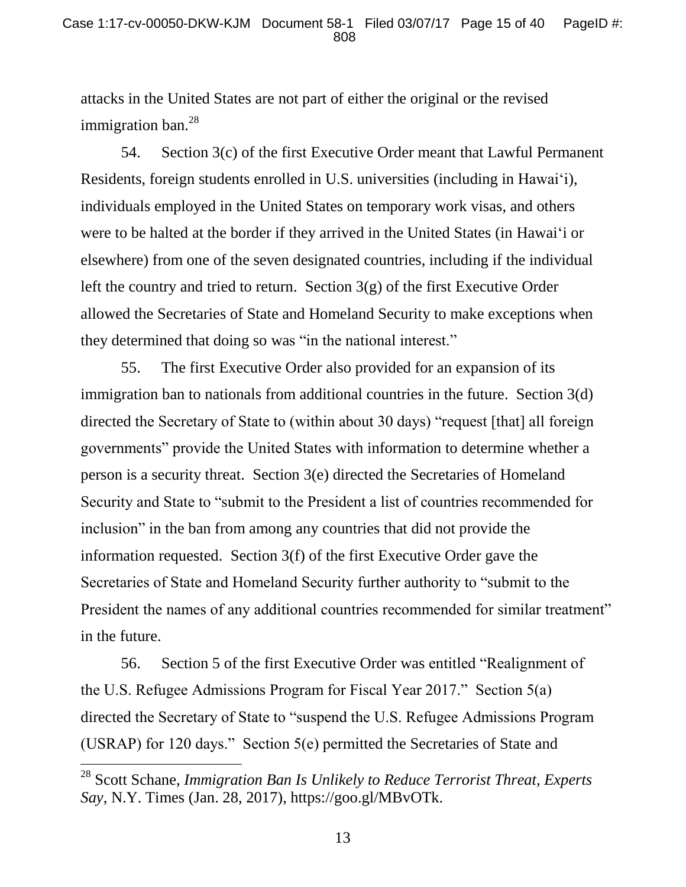attacks in the United States are not part of either the original or the revised immigration ban.[28]

54. Section 3(c) of the first Executive Order meant that Lawful Permanent Residents, foreign students enrolled in U.S. universities (including in Hawai'i), individuals employed in the United States on temporary work visas, and others were to be halted at the border if they arrived in the United States (in Hawai'i or elsewhere) from one of the seven designated countries, including if the individual left the country and tried to return. Section 3(g) of the first Executive Order allowed the Secretaries of State and Homeland Security to make exceptions when they determined that doing so was "in the national interest."

55. The first Executive Order also provided for an expansion of its immigration ban to nationals from additional countries in the future. Section 3(d) directed the Secretary of State to (within about 30 days) "request [that] all foreign governments" provide the United States with information to determine whether a person is a security threat. Section 3(e) directed the Secretaries of Homeland Security and State to "submit to the President a list of countries recommended for inclusion" in the ban from among any countries that did not provide the information requested. Section 3(f) of the first Executive Order gave the Secretaries of State and Homeland Security further authority to "submit to the President the names of any additional countries recommended for similar treatment" in the future.

56. Section 5 of the first Executive Order was entitled "Realignment of the U.S. Refugee Admissions Program for Fiscal Year 2017." Section 5(a) directed the Secretary of State to "suspend the U.S. Refugee Admissions Program (USRAP) for 120 days." Section 5(e) permitted the Secretaries of State and

---

[28] Scott Schane, *Immigration Ban Is Unlikely to Reduce Terrorist Threat, Experts Say*, N.Y. Times (Jan. 28, 2017), https://goo.gl/MBvOTk.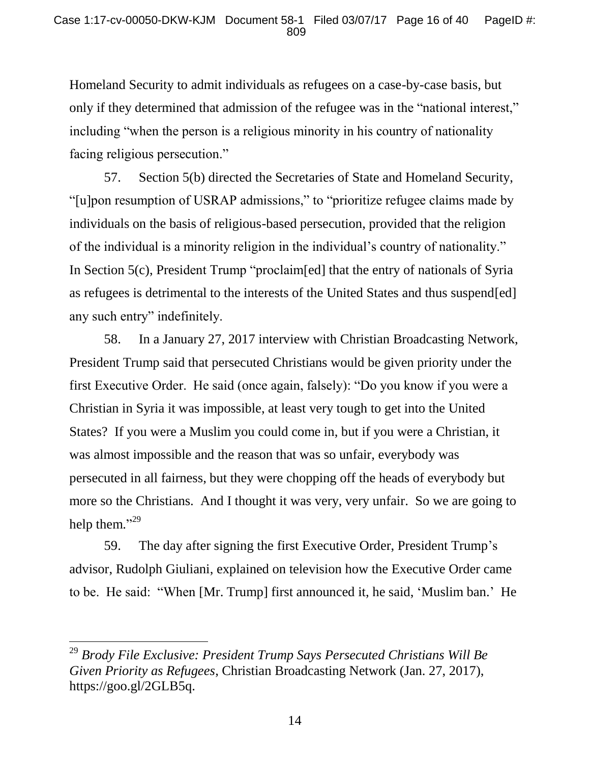Homeland Security to admit individuals as refugees on a case-by-case basis, but only if they determined that admission of the refugee was in the "national interest," including "when the person is a religious minority in his country of nationality facing religious persecution."

57. Section 5(b) directed the Secretaries of State and Homeland Security, "[u]pon resumption of USRAP admissions," to "prioritize refugee claims made by individuals on the basis of religious-based persecution, provided that the religion of the individual is a minority religion in the individual's country of nationality." In Section 5(c), President Trump "proclaim[ed] that the entry of nationals of Syria as refugees is detrimental to the interests of the United States and thus suspend[ed] any such entry" indefinitely.

58. In a January 27, 2017 interview with Christian Broadcasting Network, President Trump said that persecuted Christians would be given priority under the first Executive Order. He said (once again, falsely): "Do you know if you were a Christian in Syria it was impossible, at least very tough to get into the United States? If you were a Muslim you could come in, but if you were a Christian, it was almost impossible and the reason that was so unfair, everybody was persecuted in all fairness, but they were chopping off the heads of everybody but more so the Christians. And I thought it was very, very unfair. So we are going to help them."[29]

59. The day after signing the first Executive Order, President Trump's advisor, Rudolph Giuliani, explained on television how the Executive Order came to be. He said: "When [Mr. Trump] first announced it, he said, 'Muslim ban.' He

---

[29] *Brody File Exclusive: President Trump Says Persecuted Christians Will Be Given Priority as Refugees*, Christian Broadcasting Network (Jan. 27, 2017), https://goo.gl/2GLB5q.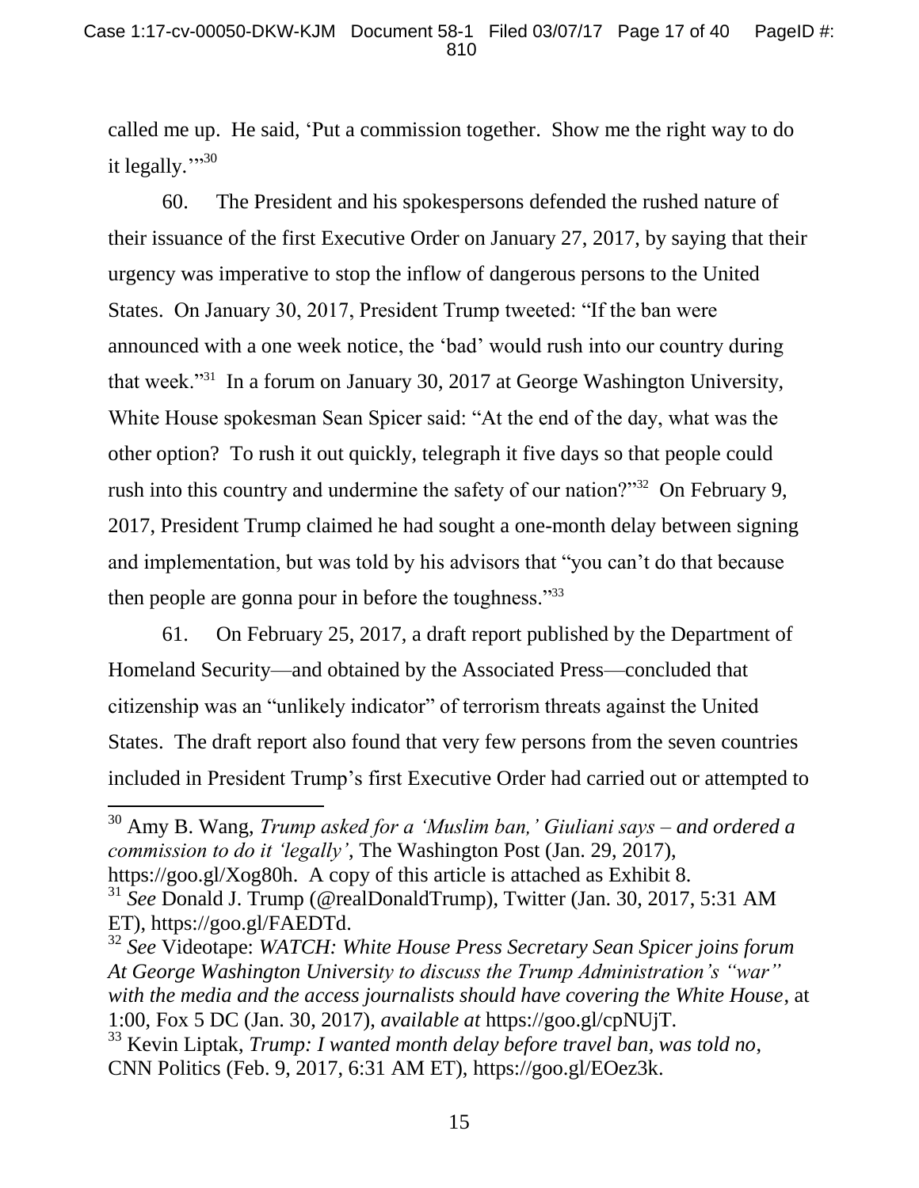called me up. He said, 'Put a commission together. Show me the right way to do it legally.'"[30]

60. The President and his spokespersons defended the rushed nature of their issuance of the first Executive Order on January 27, 2017, by saying that their urgency was imperative to stop the inflow of dangerous persons to the United States. On January 30, 2017, President Trump tweeted: "If the ban were announced with a one week notice, the 'bad' would rush into our country during that week."[31] In a forum on January 30, 2017 at George Washington University, White House spokesman Sean Spicer said: "At the end of the day, what was the other option? To rush it out quickly, telegraph it five days so that people could rush into this country and undermine the safety of our nation?"[32] On February 9, 2017, President Trump claimed he had sought a one-month delay between signing and implementation, but was told by his advisors that "you can't do that because then people are gonna pour in before the toughness."[33]

61. On February 25, 2017, a draft report published by the Department of Homeland Security—and obtained by the Associated Press—concluded that citizenship was an "unlikely indicator" of terrorism threats against the United States. The draft report also found that very few persons from the seven countries included in President Trump's first Executive Order had carried out or attempted to

---

[30] Amy B. Wang, *Trump asked for a 'Muslim ban,' Giuliani says – and ordered a commission to do it 'legally'*, The Washington Post (Jan. 29, 2017), https://goo.gl/Xog80h. A copy of this article is attached as Exhibit 8.

[31] *See* Donald J. Trump (@realDonaldTrump), Twitter (Jan. 30, 2017, 5:31 AM ET), https://goo.gl/FAEDTd.

[32] *See* Videotape: *WATCH: White House Press Secretary Sean Spicer joins forum At George Washington University to discuss the Trump Administration's "war" with the media and the access journalists should have covering the White House*, at 1:00, Fox 5 DC (Jan. 30, 2017), *available at* https://goo.gl/cpNUjT.

[33] Kevin Liptak, *Trump: I wanted month delay before travel ban, was told no*, CNN Politics (Feb. 9, 2017, 6:31 AM ET), https://goo.gl/EOez3k.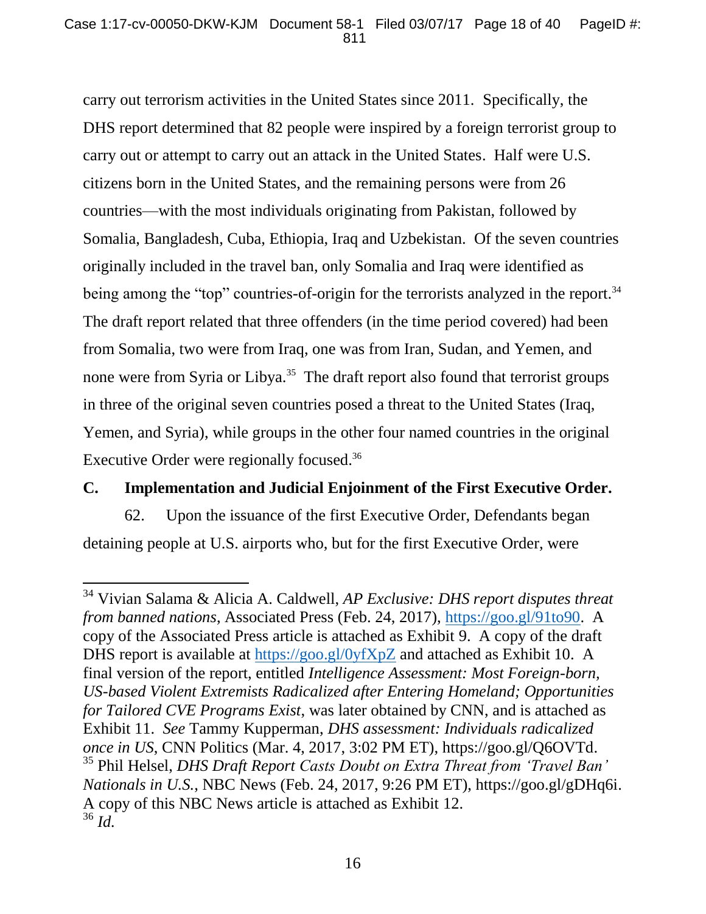carry out terrorism activities in the United States since 2011. Specifically, the DHS report determined that 82 people were inspired by a foreign terrorist group to carry out or attempt to carry out an attack in the United States. Half were U.S. citizens born in the United States, and the remaining persons were from 26 countries—with the most individuals originating from Pakistan, followed by Somalia, Bangladesh, Cuba, Ethiopia, Iraq and Uzbekistan. Of the seven countries originally included in the travel ban, only Somalia and Iraq were identified as being among the "top" countries-of-origin for the terrorists analyzed in the report.[34] The draft report related that three offenders (in the time period covered) had been from Somalia, two were from Iraq, one was from Iran, Sudan, and Yemen, and none were from Syria or Libya.[35] The draft report also found that terrorist groups in three of the original seven countries posed a threat to the United States (Iraq, Yemen, and Syria), while groups in the other four named countries in the original Executive Order were regionally focused.[36]

### C. Implementation and Judicial Enjoinment of the First Executive Order.

62. Upon the issuance of the first Executive Order, Defendants began detaining people at U.S. airports who, but for the first Executive Order, were

---

[34] Vivian Salama & Alicia A. Caldwell, *AP Exclusive: DHS report disputes threat from banned nations*, Associated Press (Feb. 24, 2017), https://goo.gl/91to90. A copy of the Associated Press article is attached as Exhibit 9. A copy of the draft DHS report is available at https://goo.gl/0yfXpZ and attached as Exhibit 10. A final version of the report, entitled *Intelligence Assessment: Most Foreign-born, US-based Violent Extremists Radicalized after Entering Homeland; Opportunities for Tailored CVE Programs Exist*, was later obtained by CNN, and is attached as Exhibit 11. *See* Tammy Kupperman, *DHS assessment: Individuals radicalized once in US*, CNN Politics (Mar. 4, 2017, 3:02 PM ET), https://goo.gl/Q6OVTd.

[35] Phil Helsel, *DHS Draft Report Casts Doubt on Extra Threat from 'Travel Ban' Nationals in U.S.*, NBC News (Feb. 24, 2017, 9:26 PM ET), https://goo.gl/gDHq6i. A copy of this NBC News article is attached as Exhibit 12.

[36] *Id.*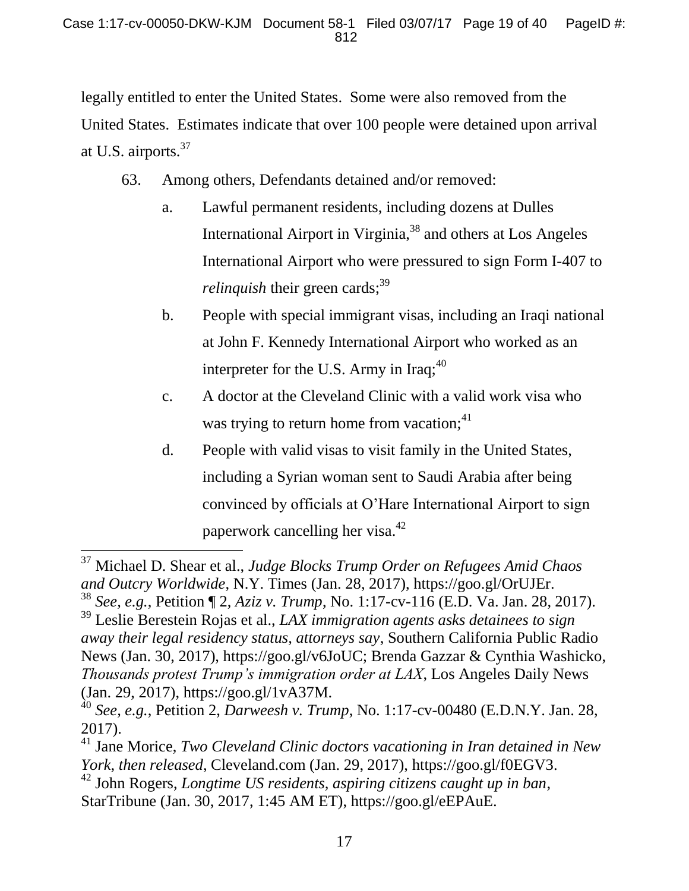legally entitled to enter the United States. Some were also removed from the United States. Estimates indicate that over 100 people were detained upon arrival at U.S. airports.[37]

63. Among others, Defendants detained and/or removed:

a. Lawful permanent residents, including dozens at Dulles International Airport in Virginia,[38] and others at Los Angeles International Airport who were pressured to sign Form I-407 to *relinquish* their green cards;[39]

b. People with special immigrant visas, including an Iraqi national at John F. Kennedy International Airport who worked as an interpreter for the U.S. Army in Iraq;[40]

c. A doctor at the Cleveland Clinic with a valid work visa who was trying to return home from vacation;[41]

d. People with valid visas to visit family in the United States, including a Syrian woman sent to Saudi Arabia after being convinced by officials at O'Hare International Airport to sign paperwork cancelling her visa.[42]

---

[37] Michael D. Shear et al., *Judge Blocks Trump Order on Refugees Amid Chaos and Outcry Worldwide*, N.Y. Times (Jan. 28, 2017), https://goo.gl/OrUJEr.

[38] *See, e.g.*, Petition ¶ 2, *Aziz v. Trump*, No. 1:17-cv-116 (E.D. Va. Jan. 28, 2017).

[39] Leslie Berestein Rojas et al., *LAX immigration agents asks detainees to sign away their legal residency status, attorneys say*, Southern California Public Radio News (Jan. 30, 2017), https://goo.gl/v6JoUC; Brenda Gazzar & Cynthia Washicko, *Thousands protest Trump's immigration order at LAX*, Los Angeles Daily News (Jan. 29, 2017), https://goo.gl/1vA37M.

[40] *See, e.g.*, Petition 2, *Darweesh v. Trump*, No. 1:17-cv-00480 (E.D.N.Y. Jan. 28, 2017).

[41] Jane Morice, *Two Cleveland Clinic doctors vacationing in Iran detained in New York, then released*, Cleveland.com (Jan. 29, 2017), https://goo.gl/f0EGV3.

[42] John Rogers, *Longtime US residents, aspiring citizens caught up in ban*, StarTribune (Jan. 30, 2017, 1:45 AM ET), https://goo.gl/eEPAuE.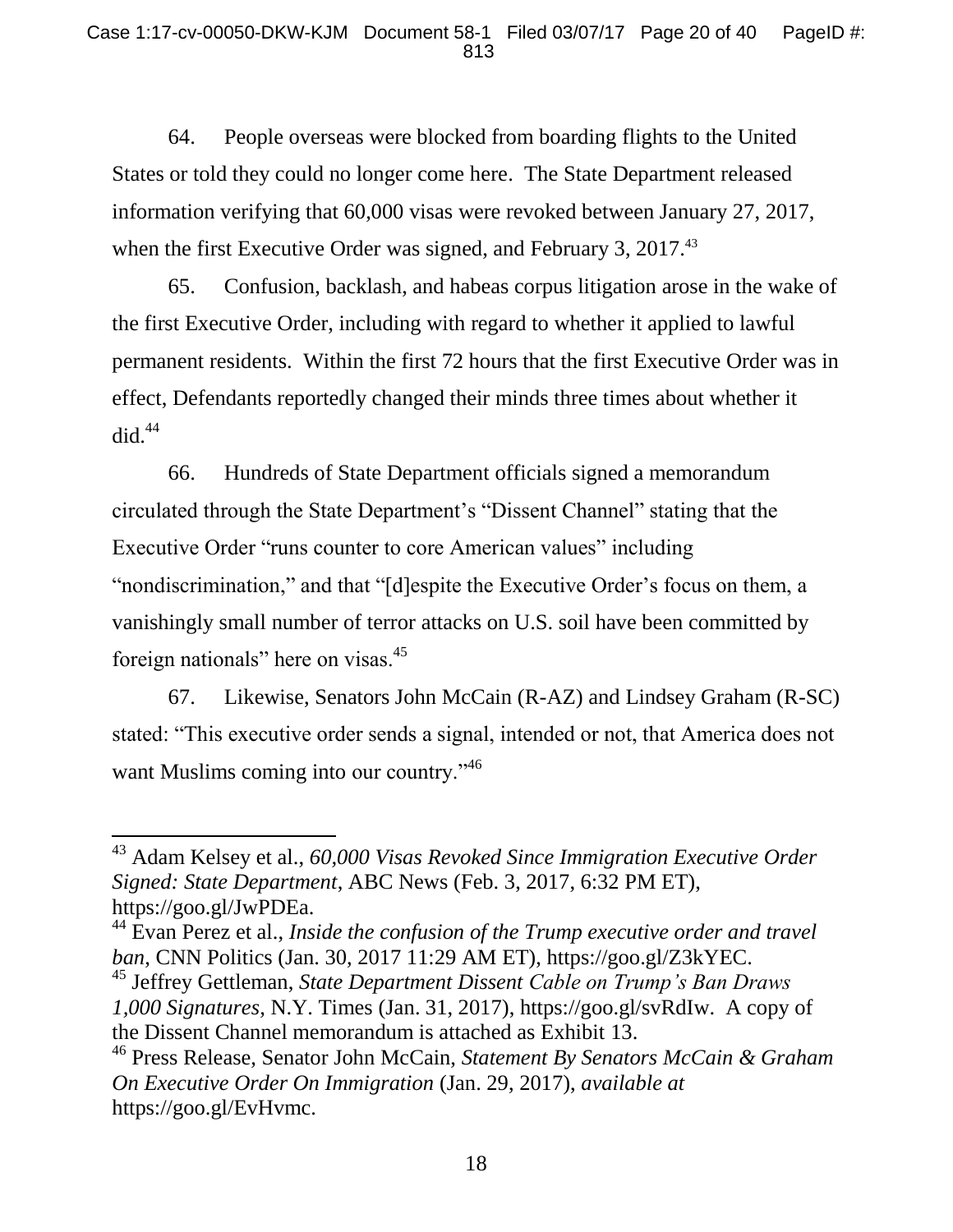64. People overseas were blocked from boarding flights to the United States or told they could no longer come here. The State Department released information verifying that 60,000 visas were revoked between January 27, 2017, when the first Executive Order was signed, and February 3, 2017.[43]

65. Confusion, backlash, and habeas corpus litigation arose in the wake of the first Executive Order, including with regard to whether it applied to lawful permanent residents. Within the first 72 hours that the first Executive Order was in effect, Defendants reportedly changed their minds three times about whether it did.[44]

66. Hundreds of State Department officials signed a memorandum circulated through the State Department's "Dissent Channel" stating that the Executive Order "runs counter to core American values" including "nondiscrimination," and that "[d]espite the Executive Order's focus on them, a vanishingly small number of terror attacks on U.S. soil have been committed by foreign nationals" here on visas.[45]

67. Likewise, Senators John McCain (R-AZ) and Lindsey Graham (R-SC) stated: "This executive order sends a signal, intended or not, that America does not want Muslims coming into our country."[46]

---

[43] Adam Kelsey et al., *60,000 Visas Revoked Since Immigration Executive Order Signed: State Department*, ABC News (Feb. 3, 2017, 6:32 PM ET), https://goo.gl/JwPDEa.

[44] Evan Perez et al., *Inside the confusion of the Trump executive order and travel ban*, CNN Politics (Jan. 30, 2017 11:29 AM ET), https://goo.gl/Z3kYEC.

[45] Jeffrey Gettleman, *State Department Dissent Cable on Trump's Ban Draws 1,000 Signatures*, N.Y. Times (Jan. 31, 2017), https://goo.gl/svRdIw. A copy of the Dissent Channel memorandum is attached as Exhibit 13.

[46] Press Release, Senator John McCain, *Statement By Senators McCain & Graham On Executive Order On Immigration* (Jan. 29, 2017), *available at* https://goo.gl/EvHvmc.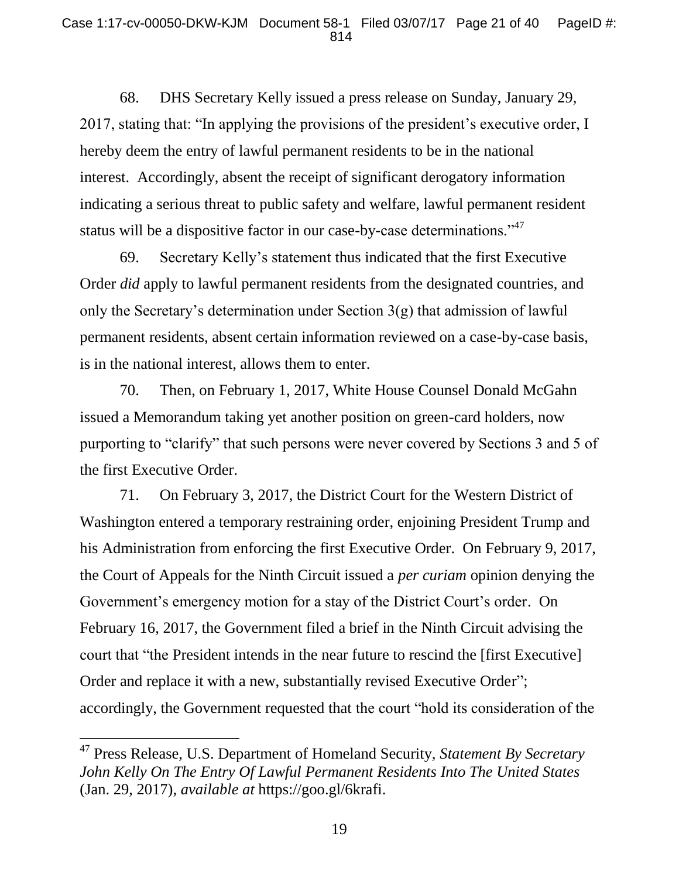68. DHS Secretary Kelly issued a press release on Sunday, January 29, 2017, stating that: "In applying the provisions of the president's executive order, I hereby deem the entry of lawful permanent residents to be in the national interest. Accordingly, absent the receipt of significant derogatory information indicating a serious threat to public safety and welfare, lawful permanent resident status will be a dispositive factor in our case-by-case determinations."[47]

69. Secretary Kelly's statement thus indicated that the first Executive Order *did* apply to lawful permanent residents from the designated countries, and only the Secretary's determination under Section 3(g) that admission of lawful permanent residents, absent certain information reviewed on a case-by-case basis, is in the national interest, allows them to enter.

70. Then, on February 1, 2017, White House Counsel Donald McGahn issued a Memorandum taking yet another position on green-card holders, now purporting to "clarify" that such persons were never covered by Sections 3 and 5 of the first Executive Order.

71. On February 3, 2017, the District Court for the Western District of Washington entered a temporary restraining order, enjoining President Trump and his Administration from enforcing the first Executive Order. On February 9, 2017, the Court of Appeals for the Ninth Circuit issued a *per curiam* opinion denying the Government's emergency motion for a stay of the District Court's order. On February 16, 2017, the Government filed a brief in the Ninth Circuit advising the court that "the President intends in the near future to rescind the [first Executive] Order and replace it with a new, substantially revised Executive Order"; accordingly, the Government requested that the court "hold its consideration of the

[47] Press Release, U.S. Department of Homeland Security, *Statement By Secretary John Kelly On The Entry Of Lawful Permanent Residents Into The United States* (Jan. 29, 2017), *available at* https://goo.gl/6krafi.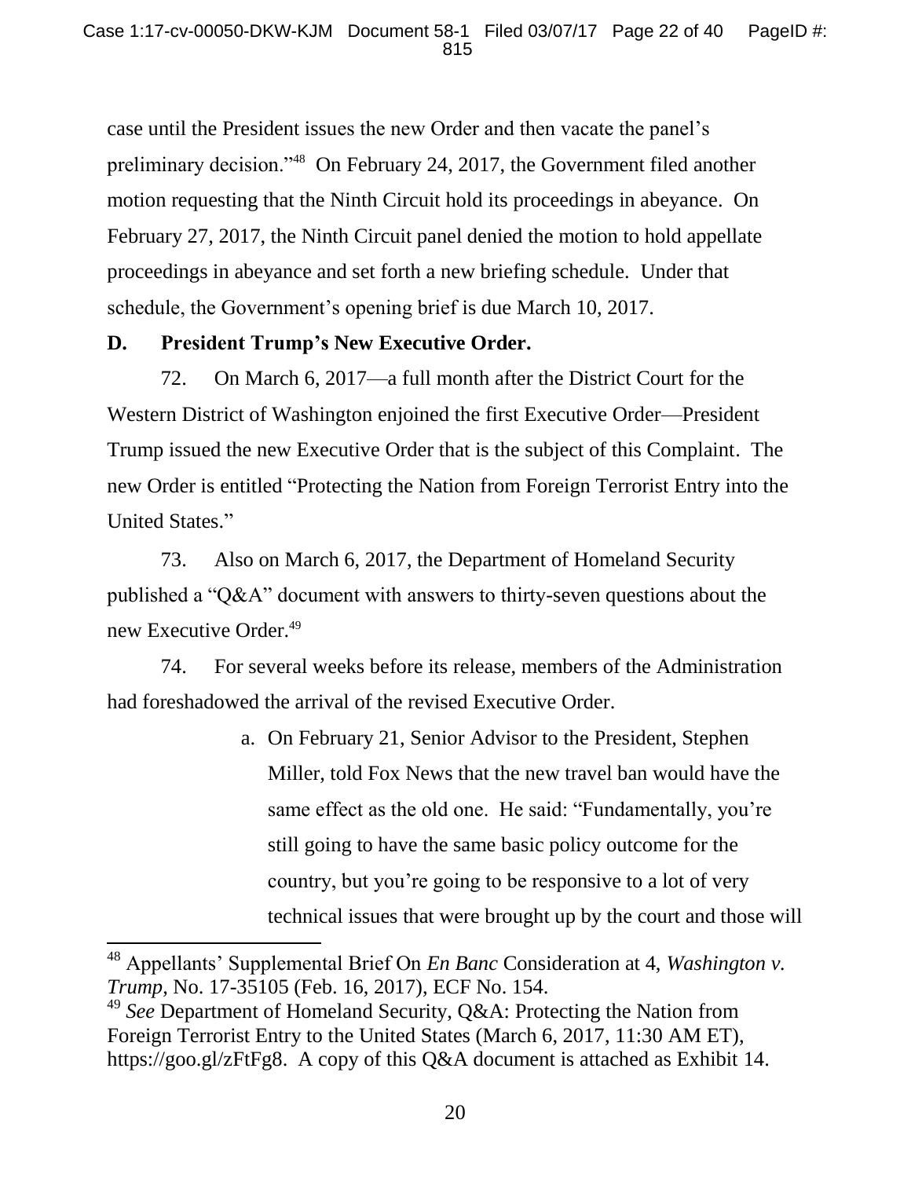case until the President issues the new Order and then vacate the panel's preliminary decision."[48] On February 24, 2017, the Government filed another motion requesting that the Ninth Circuit hold its proceedings in abeyance. On February 27, 2017, the Ninth Circuit panel denied the motion to hold appellate proceedings in abeyance and set forth a new briefing schedule. Under that schedule, the Government's opening brief is due March 10, 2017.

**D. President Trump's New Executive Order.**

72. On March 6, 2017—a full month after the District Court for the Western District of Washington enjoined the first Executive Order—President Trump issued the new Executive Order that is the subject of this Complaint. The new Order is entitled "Protecting the Nation from Foreign Terrorist Entry into the United States."

73. Also on March 6, 2017, the Department of Homeland Security published a "Q&A" document with answers to thirty-seven questions about the new Executive Order.[49]

74. For several weeks before its release, members of the Administration had foreshadowed the arrival of the revised Executive Order.

a. On February 21, Senior Advisor to the President, Stephen Miller, told Fox News that the new travel ban would have the same effect as the old one. He said: "Fundamentally, you're still going to have the same basic policy outcome for the country, but you're going to be responsive to a lot of very technical issues that were brought up by the court and those will

---

[48] Appellants' Supplemental Brief On *En Banc* Consideration at 4, *Washington v. Trump*, No. 17-35105 (Feb. 16, 2017), ECF No. 154.

[49] *See* Department of Homeland Security, Q&A: Protecting the Nation from Foreign Terrorist Entry to the United States (March 6, 2017, 11:30 AM ET), https://goo.gl/zFtFg8. A copy of this Q&A document is attached as Exhibit 14.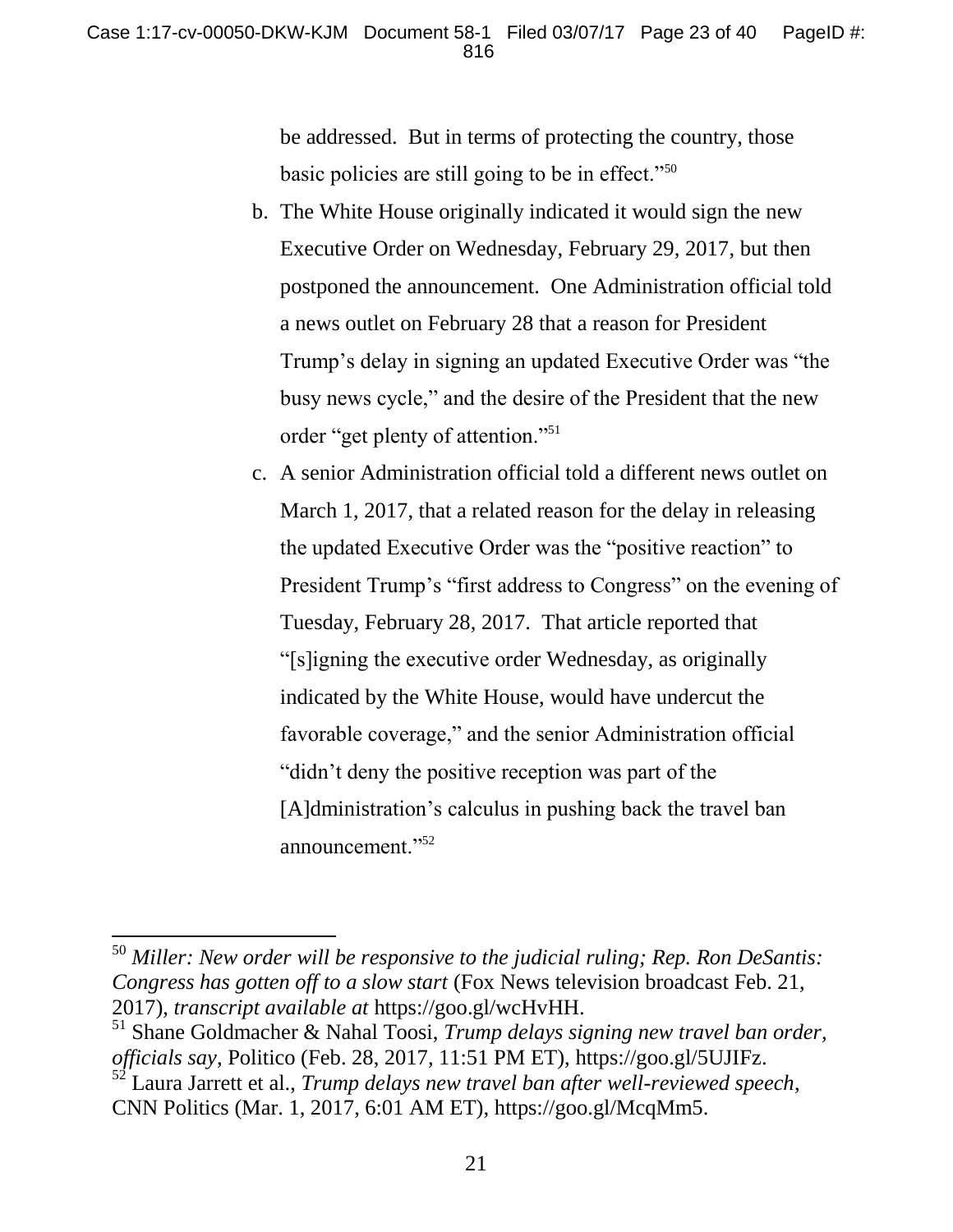be addressed. But in terms of protecting the country, those basic policies are still going to be in effect."[50]

b. The White House originally indicated it would sign the new Executive Order on Wednesday, February 29, 2017, but then postponed the announcement. One Administration official told a news outlet on February 28 that a reason for President Trump's delay in signing an updated Executive Order was "the busy news cycle," and the desire of the President that the new order "get plenty of attention."[51]

c. A senior Administration official told a different news outlet on March 1, 2017, that a related reason for the delay in releasing the updated Executive Order was the "positive reaction" to President Trump's "first address to Congress" on the evening of Tuesday, February 28, 2017. That article reported that "[s]igning the executive order Wednesday, as originally indicated by the White House, would have undercut the favorable coverage," and the senior Administration official "didn't deny the positive reception was part of the [A]dministration's calculus in pushing back the travel ban announcement."[52]

---

[50] *Miller: New order will be responsive to the judicial ruling; Rep. Ron DeSantis: Congress has gotten off to a slow start* (Fox News television broadcast Feb. 21, 2017), *transcript available at* https://goo.gl/wcHvHH.

[51] Shane Goldmacher & Nahal Toosi, *Trump delays signing new travel ban order, officials say*, Politico (Feb. 28, 2017, 11:51 PM ET), https://goo.gl/5UJIFz.

[52] Laura Jarrett et al., *Trump delays new travel ban after well-reviewed speech*, CNN Politics (Mar. 1, 2017, 6:01 AM ET), https://goo.gl/McqMm5.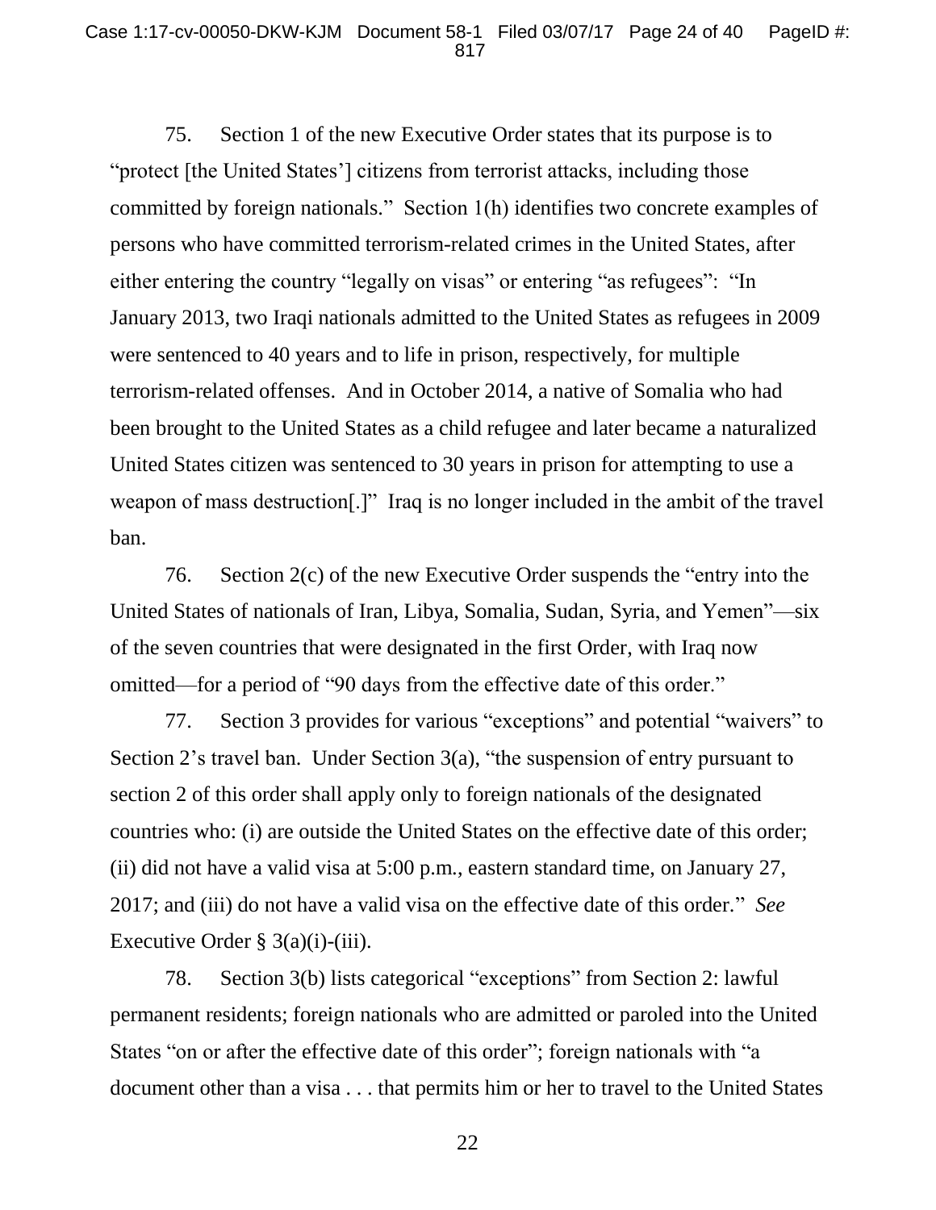75. Section 1 of the new Executive Order states that its purpose is to "protect [the United States'] citizens from terrorist attacks, including those committed by foreign nationals." Section 1(h) identifies two concrete examples of persons who have committed terrorism-related crimes in the United States, after either entering the country "legally on visas" or entering "as refugees": "In January 2013, two Iraqi nationals admitted to the United States as refugees in 2009 were sentenced to 40 years and to life in prison, respectively, for multiple terrorism-related offenses. And in October 2014, a native of Somalia who had been brought to the United States as a child refugee and later became a naturalized United States citizen was sentenced to 30 years in prison for attempting to use a weapon of mass destruction[.]" Iraq is no longer included in the ambit of the travel ban.

76. Section 2(c) of the new Executive Order suspends the "entry into the United States of nationals of Iran, Libya, Somalia, Sudan, Syria, and Yemen"—six of the seven countries that were designated in the first Order, with Iraq now omitted—for a period of "90 days from the effective date of this order."

77. Section 3 provides for various "exceptions" and potential "waivers" to Section 2's travel ban. Under Section 3(a), "the suspension of entry pursuant to section 2 of this order shall apply only to foreign nationals of the designated countries who: (i) are outside the United States on the effective date of this order; (ii) did not have a valid visa at 5:00 p.m., eastern standard time, on January 27, 2017; and (iii) do not have a valid visa on the effective date of this order." *See* Executive Order § 3(a)(i)-(iii).

78. Section 3(b) lists categorical "exceptions" from Section 2: lawful permanent residents; foreign nationals who are admitted or paroled into the United States "on or after the effective date of this order"; foreign nationals with "a document other than a visa . . . that permits him or her to travel to the United States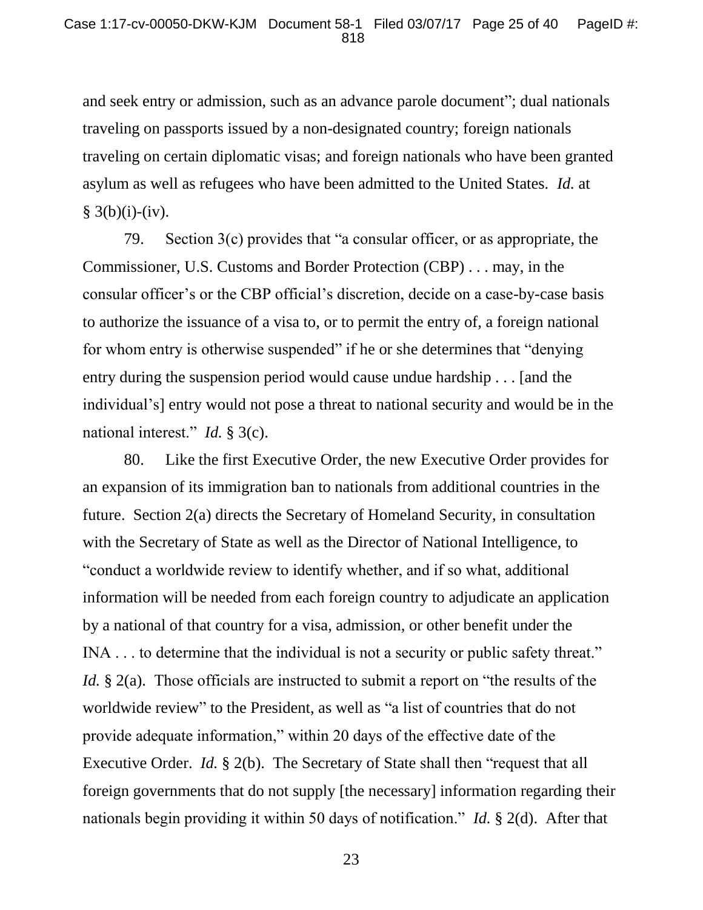and seek entry or admission, such as an advance parole document"; dual nationals traveling on passports issued by a non-designated country; foreign nationals traveling on certain diplomatic visas; and foreign nationals who have been granted asylum as well as refugees who have been admitted to the United States. *Id.* at § 3(b)(i)-(iv).

79. Section 3(c) provides that "a consular officer, or as appropriate, the Commissioner, U.S. Customs and Border Protection (CBP) . . . may, in the consular officer's or the CBP official's discretion, decide on a case-by-case basis to authorize the issuance of a visa to, or to permit the entry of, a foreign national for whom entry is otherwise suspended" if he or she determines that "denying entry during the suspension period would cause undue hardship . . . [and the individual's] entry would not pose a threat to national security and would be in the national interest." *Id.* § 3(c).

80. Like the first Executive Order, the new Executive Order provides for an expansion of its immigration ban to nationals from additional countries in the future. Section 2(a) directs the Secretary of Homeland Security, in consultation with the Secretary of State as well as the Director of National Intelligence, to "conduct a worldwide review to identify whether, and if so what, additional information will be needed from each foreign country to adjudicate an application by a national of that country for a visa, admission, or other benefit under the INA . . . to determine that the individual is not a security or public safety threat." *Id.* § 2(a). Those officials are instructed to submit a report on "the results of the worldwide review" to the President, as well as "a list of countries that do not provide adequate information," within 20 days of the effective date of the Executive Order. *Id.* § 2(b). The Secretary of State shall then "request that all foreign governments that do not supply [the necessary] information regarding their nationals begin providing it within 50 days of notification." *Id.* § 2(d). After that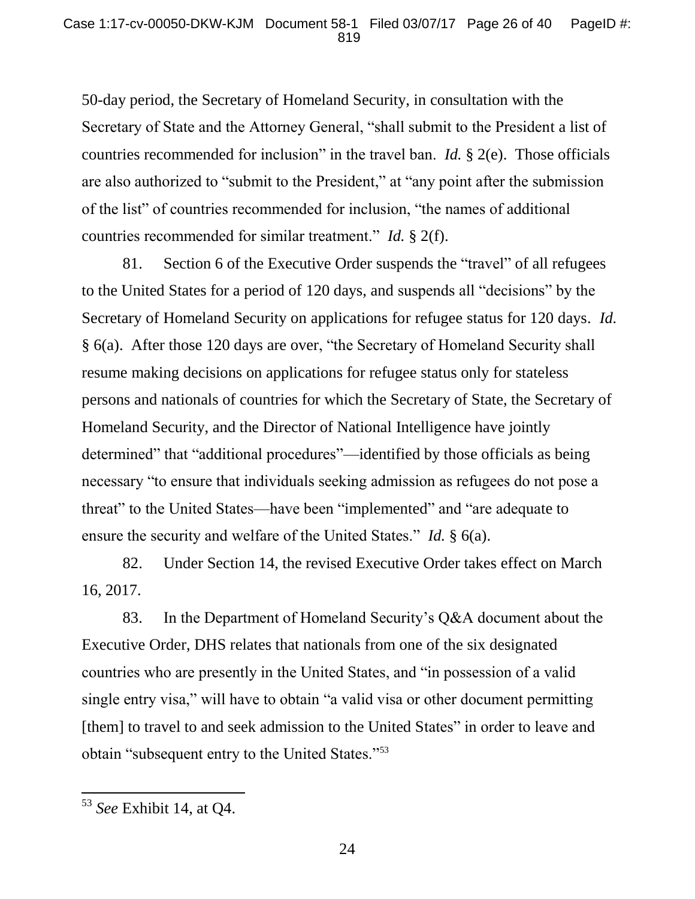50-day period, the Secretary of Homeland Security, in consultation with the Secretary of State and the Attorney General, "shall submit to the President a list of countries recommended for inclusion" in the travel ban. *Id.* § 2(e). Those officials are also authorized to "submit to the President," at "any point after the submission of the list" of countries recommended for inclusion, "the names of additional countries recommended for similar treatment." *Id.* § 2(f).

81. Section 6 of the Executive Order suspends the "travel" of all refugees to the United States for a period of 120 days, and suspends all "decisions" by the Secretary of Homeland Security on applications for refugee status for 120 days. *Id.* § 6(a). After those 120 days are over, "the Secretary of Homeland Security shall resume making decisions on applications for refugee status only for stateless persons and nationals of countries for which the Secretary of State, the Secretary of Homeland Security, and the Director of National Intelligence have jointly determined" that "additional procedures"—identified by those officials as being necessary "to ensure that individuals seeking admission as refugees do not pose a threat" to the United States—have been "implemented" and "are adequate to ensure the security and welfare of the United States." *Id.* § 6(a).

82. Under Section 14, the revised Executive Order takes effect on March 16, 2017.

83. In the Department of Homeland Security's Q&A document about the Executive Order, DHS relates that nationals from one of the six designated countries who are presently in the United States, and "in possession of a valid single entry visa," will have to obtain "a valid visa or other document permitting [them] to travel to and seek admission to the United States" in order to leave and obtain "subsequent entry to the United States."[53]

---

[53] *See* Exhibit 14, at Q4.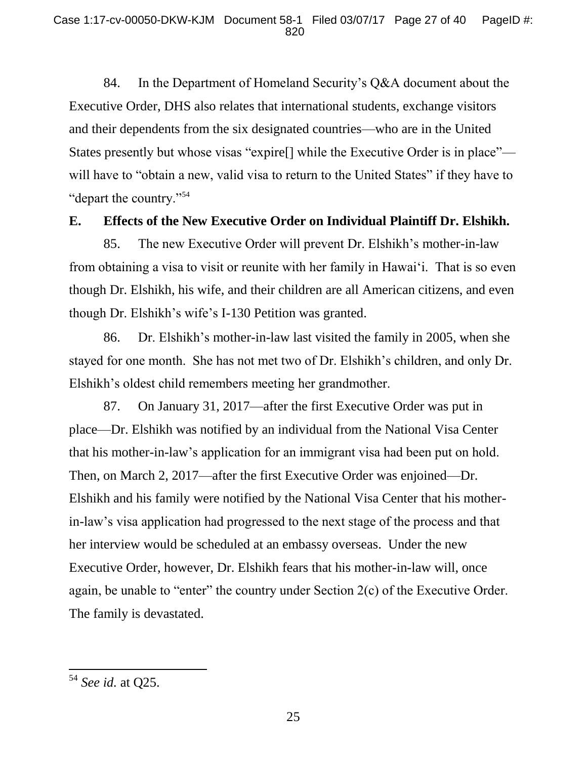84. In the Department of Homeland Security's Q&A document about the Executive Order, DHS also relates that international students, exchange visitors and their dependents from the six designated countries—who are in the United States presently but whose visas "expire[] while the Executive Order is in place"—will have to "obtain a new, valid visa to return to the United States" if they have to "depart the country."[54]

**E. Effects of the New Executive Order on Individual Plaintiff Dr. Elshikh.**

85. The new Executive Order will prevent Dr. Elshikh's mother-in-law from obtaining a visa to visit or reunite with her family in Hawai'i. That is so even though Dr. Elshikh, his wife, and their children are all American citizens, and even though Dr. Elshikh's wife's I-130 Petition was granted.

86. Dr. Elshikh's mother-in-law last visited the family in 2005, when she stayed for one month. She has not met two of Dr. Elshikh's children, and only Dr. Elshikh's oldest child remembers meeting her grandmother.

87. On January 31, 2017—after the first Executive Order was put in place—Dr. Elshikh was notified by an individual from the National Visa Center that his mother-in-law's application for an immigrant visa had been put on hold. Then, on March 2, 2017—after the first Executive Order was enjoined—Dr. Elshikh and his family were notified by the National Visa Center that his mother-in-law's visa application had progressed to the next stage of the process and that her interview would be scheduled at an embassy overseas. Under the new Executive Order, however, Dr. Elshikh fears that his mother-in-law will, once again, be unable to "enter" the country under Section 2(c) of the Executive Order. The family is devastated.

---

[54] *See id.* at Q25.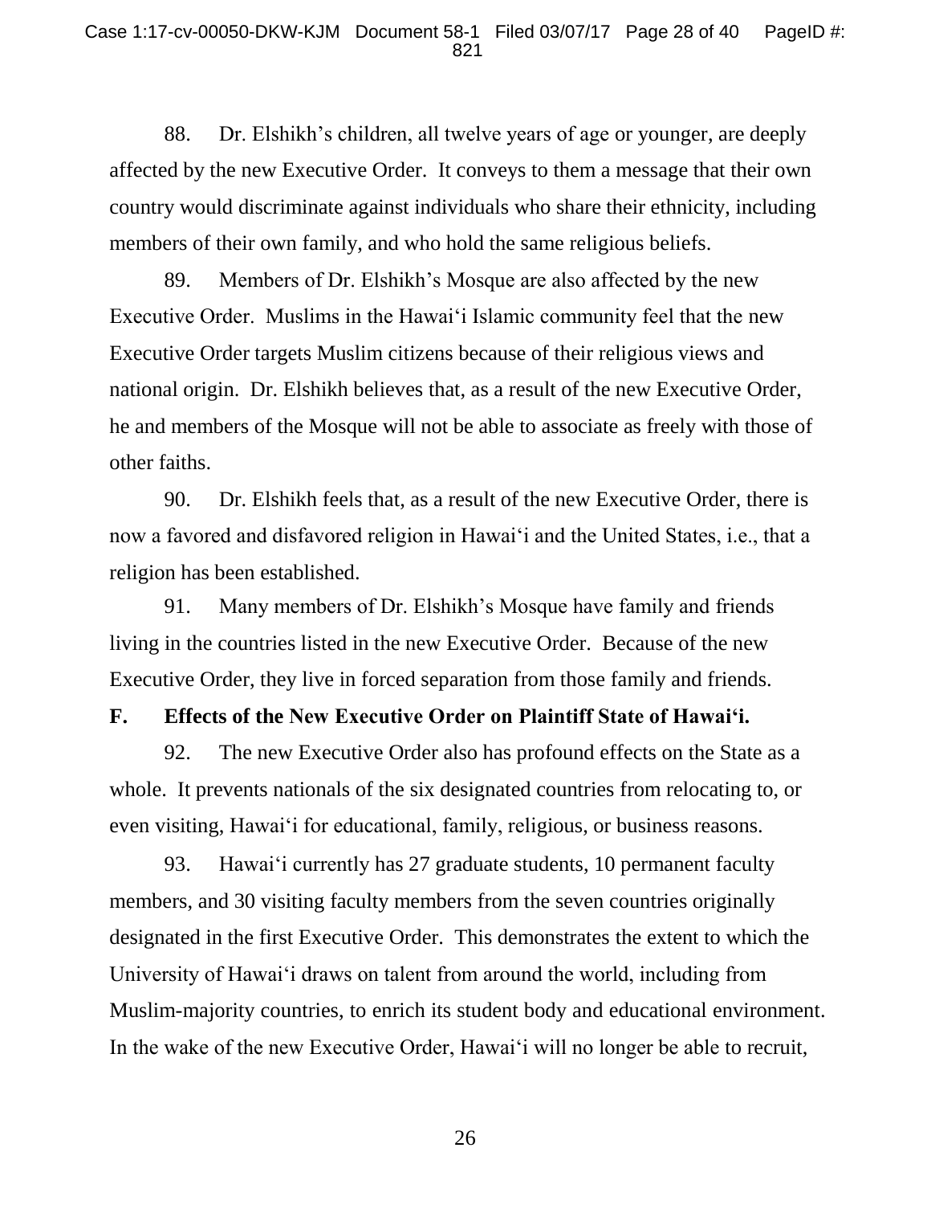88. Dr. Elshikh's children, all twelve years of age or younger, are deeply affected by the new Executive Order. It conveys to them a message that their own country would discriminate against individuals who share their ethnicity, including members of their own family, and who hold the same religious beliefs.

89. Members of Dr. Elshikh's Mosque are also affected by the new Executive Order. Muslims in the Hawai'i Islamic community feel that the new Executive Order targets Muslim citizens because of their religious views and national origin. Dr. Elshikh believes that, as a result of the new Executive Order, he and members of the Mosque will not be able to associate as freely with those of other faiths.

90. Dr. Elshikh feels that, as a result of the new Executive Order, there is now a favored and disfavored religion in Hawai'i and the United States, i.e., that a religion has been established.

91. Many members of Dr. Elshikh's Mosque have family and friends living in the countries listed in the new Executive Order. Because of the new Executive Order, they live in forced separation from those family and friends.

**F. Effects of the New Executive Order on Plaintiff State of Hawai'i.**

92. The new Executive Order also has profound effects on the State as a whole. It prevents nationals of the six designated countries from relocating to, or even visiting, Hawai'i for educational, family, religious, or business reasons.

93. Hawai'i currently has 27 graduate students, 10 permanent faculty members, and 30 visiting faculty members from the seven countries originally designated in the first Executive Order. This demonstrates the extent to which the University of Hawai'i draws on talent from around the world, including from Muslim-majority countries, to enrich its student body and educational environment. In the wake of the new Executive Order, Hawai'i will no longer be able to recruit,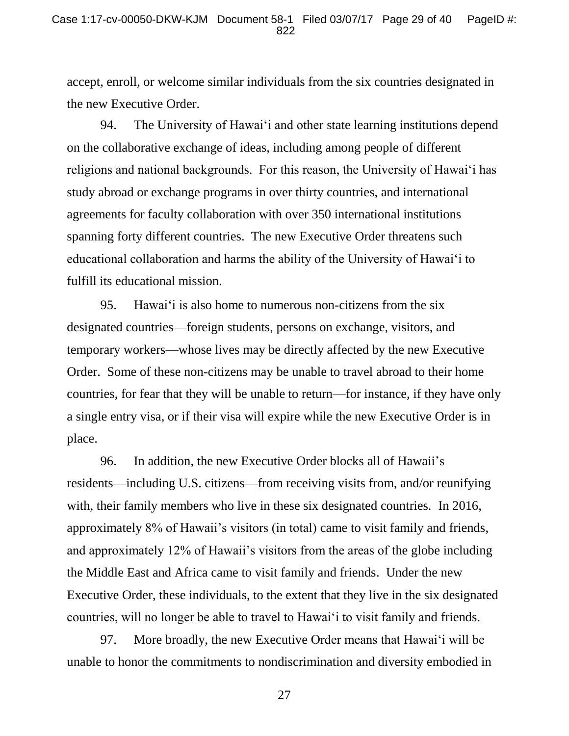accept, enroll, or welcome similar individuals from the six countries designated in the new Executive Order.

94. The University of Hawaiʻi and other state learning institutions depend on the collaborative exchange of ideas, including among people of different religions and national backgrounds. For this reason, the University of Hawaiʻi has study abroad or exchange programs in over thirty countries, and international agreements for faculty collaboration with over 350 international institutions spanning forty different countries. The new Executive Order threatens such educational collaboration and harms the ability of the University of Hawaiʻi to fulfill its educational mission.

95. Hawaiʻi is also home to numerous non-citizens from the six designated countries—foreign students, persons on exchange, visitors, and temporary workers—whose lives may be directly affected by the new Executive Order. Some of these non-citizens may be unable to travel abroad to their home countries, for fear that they will be unable to return—for instance, if they have only a single entry visa, or if their visa will expire while the new Executive Order is in place.

96. In addition, the new Executive Order blocks all of Hawaii's residents—including U.S. citizens—from receiving visits from, and/or reunifying with, their family members who live in these six designated countries. In 2016, approximately 8% of Hawaii's visitors (in total) came to visit family and friends, and approximately 12% of Hawaii's visitors from the areas of the globe including the Middle East and Africa came to visit family and friends. Under the new Executive Order, these individuals, to the extent that they live in the six designated countries, will no longer be able to travel to Hawaiʻi to visit family and friends.

97. More broadly, the new Executive Order means that Hawaiʻi will be unable to honor the commitments to nondiscrimination and diversity embodied in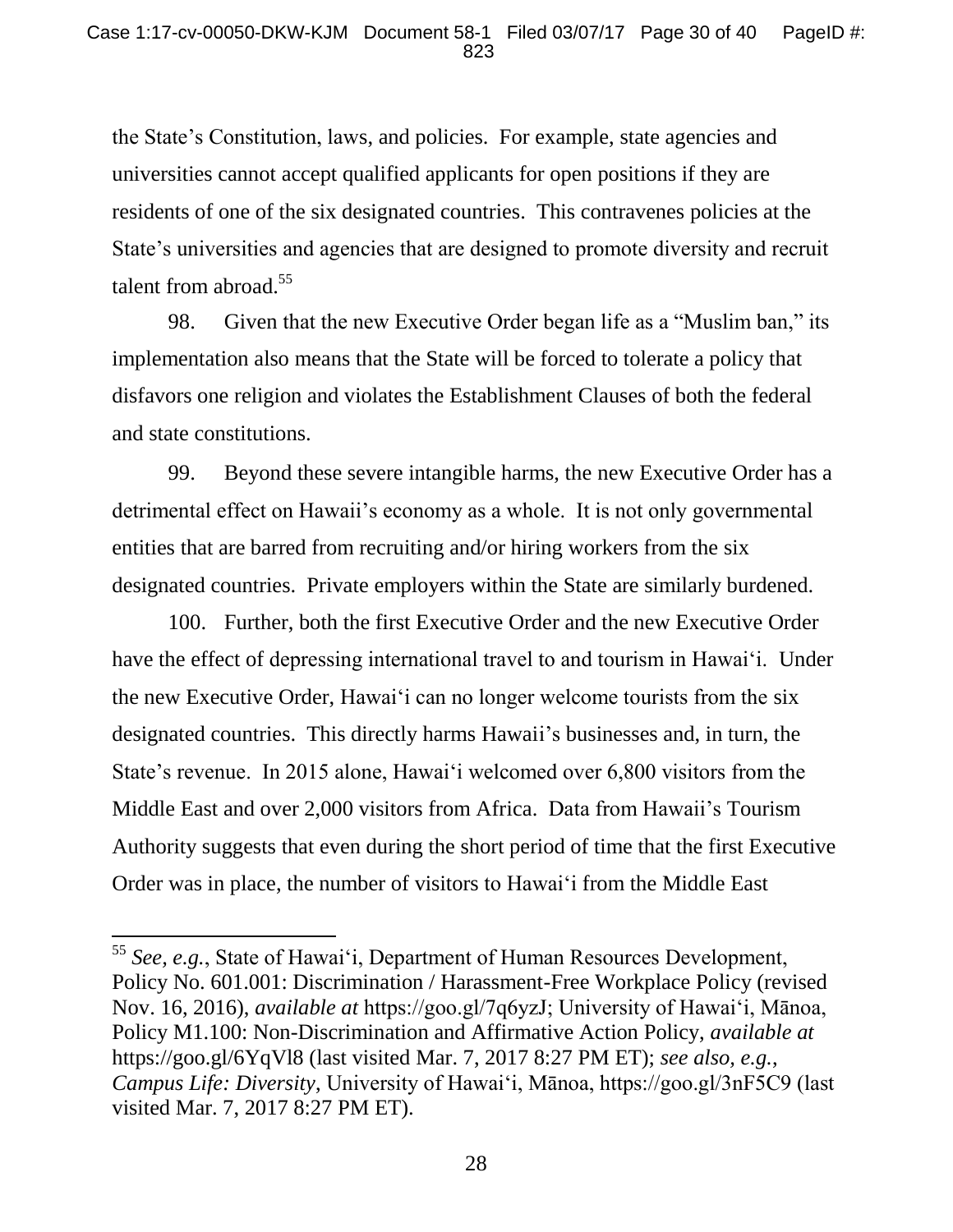the State's Constitution, laws, and policies. For example, state agencies and universities cannot accept qualified applicants for open positions if they are residents of one of the six designated countries. This contravenes policies at the State's universities and agencies that are designed to promote diversity and recruit talent from abroad.[55]

98. Given that the new Executive Order began life as a "Muslim ban," its implementation also means that the State will be forced to tolerate a policy that disfavors one religion and violates the Establishment Clauses of both the federal and state constitutions.

99. Beyond these severe intangible harms, the new Executive Order has a detrimental effect on Hawaii's economy as a whole. It is not only governmental entities that are barred from recruiting and/or hiring workers from the six designated countries. Private employers within the State are similarly burdened.

100. Further, both the first Executive Order and the new Executive Order have the effect of depressing international travel to and tourism in Hawaiʻi. Under the new Executive Order, Hawaiʻi can no longer welcome tourists from the six designated countries. This directly harms Hawaii's businesses and, in turn, the State's revenue. In 2015 alone, Hawaiʻi welcomed over 6,800 visitors from the Middle East and over 2,000 visitors from Africa. Data from Hawaii's Tourism Authority suggests that even during the short period of time that the first Executive Order was in place, the number of visitors to Hawaiʻi from the Middle East

---

[55] *See, e.g.*, State of Hawaiʻi, Department of Human Resources Development, Policy No. 601.001: Discrimination / Harassment-Free Workplace Policy (revised Nov. 16, 2016), *available at* https://goo.gl/7q6yzJ; University of Hawaiʻi, Mānoa, Policy M1.100: Non-Discrimination and Affirmative Action Policy, *available at* https://goo.gl/6YqVl8 (last visited Mar. 7, 2017 8:27 PM ET); *see also, e.g.*, *Campus Life: Diversity*, University of Hawaiʻi, Mānoa, https://goo.gl/3nF5C9 (last visited Mar. 7, 2017 8:27 PM ET).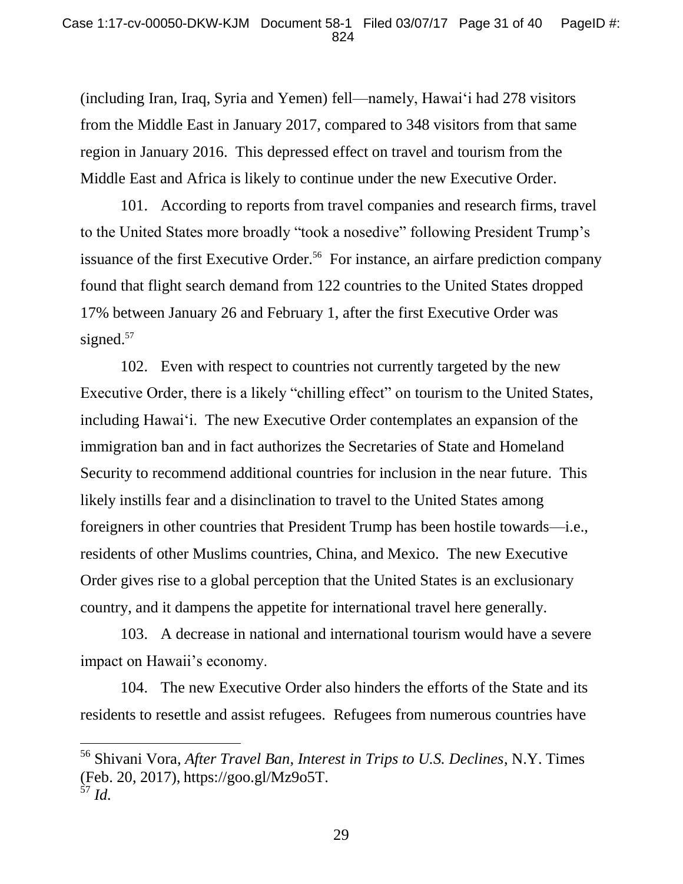(including Iran, Iraq, Syria and Yemen) fell—namely, Hawai'i had 278 visitors from the Middle East in January 2017, compared to 348 visitors from that same region in January 2016. This depressed effect on travel and tourism from the Middle East and Africa is likely to continue under the new Executive Order.

101. According to reports from travel companies and research firms, travel to the United States more broadly "took a nosedive" following President Trump's issuance of the first Executive Order.[56] For instance, an airfare prediction company found that flight search demand from 122 countries to the United States dropped 17% between January 26 and February 1, after the first Executive Order was signed.[57]

102. Even with respect to countries not currently targeted by the new Executive Order, there is a likely "chilling effect" on tourism to the United States, including Hawai'i. The new Executive Order contemplates an expansion of the immigration ban and in fact authorizes the Secretaries of State and Homeland Security to recommend additional countries for inclusion in the near future. This likely instills fear and a disinclination to travel to the United States among foreigners in other countries that President Trump has been hostile towards—i.e., residents of other Muslims countries, China, and Mexico. The new Executive Order gives rise to a global perception that the United States is an exclusionary country, and it dampens the appetite for international travel here generally.

103. A decrease in national and international tourism would have a severe impact on Hawaii's economy.

104. The new Executive Order also hinders the efforts of the State and its residents to resettle and assist refugees. Refugees from numerous countries have

---

[56] Shivani Vora, *After Travel Ban, Interest in Trips to U.S. Declines*, N.Y. Times (Feb. 20, 2017), https://goo.gl/Mz9o5T.

[57] *Id.*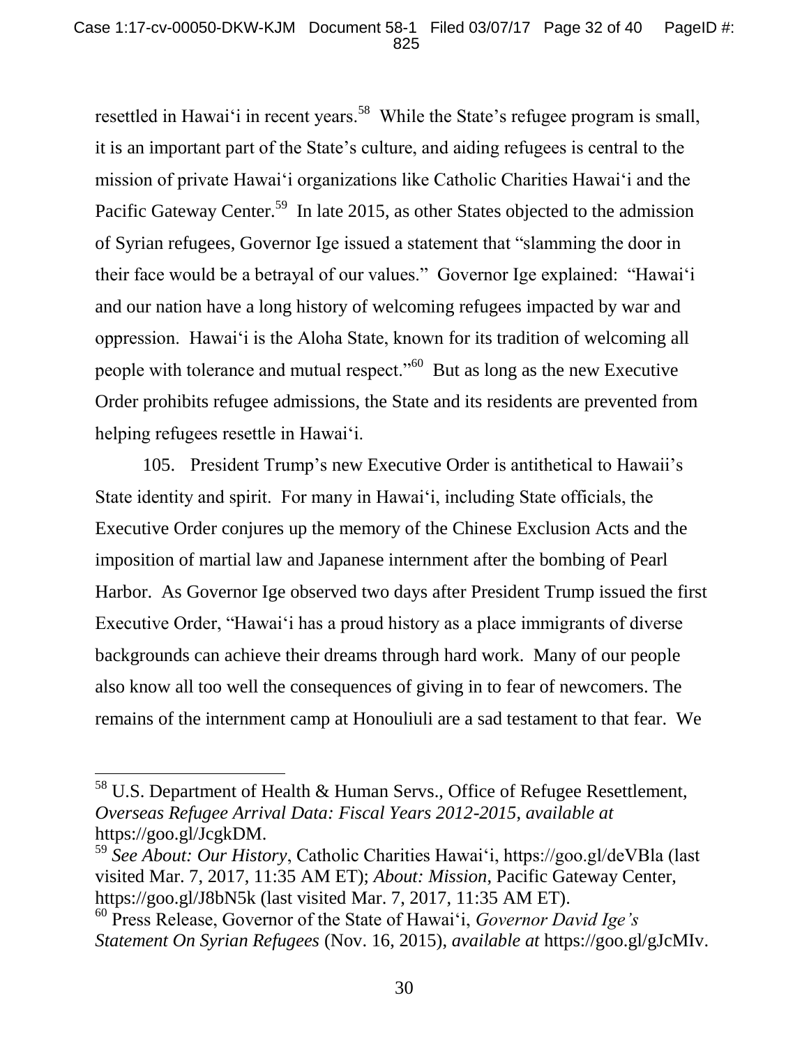resettled in Hawai‘i in recent years.[58] While the State's refugee program is small, it is an important part of the State's culture, and aiding refugees is central to the mission of private Hawai‘i organizations like Catholic Charities Hawai‘i and the Pacific Gateway Center.[59] In late 2015, as other States objected to the admission of Syrian refugees, Governor Ige issued a statement that "slamming the door in their face would be a betrayal of our values." Governor Ige explained: "Hawai‘i and our nation have a long history of welcoming refugees impacted by war and oppression. Hawai‘i is the Aloha State, known for its tradition of welcoming all people with tolerance and mutual respect."[60] But as long as the new Executive Order prohibits refugee admissions, the State and its residents are prevented from helping refugees resettle in Hawai‘i.

105. President Trump's new Executive Order is antithetical to Hawaii's State identity and spirit. For many in Hawai‘i, including State officials, the Executive Order conjures up the memory of the Chinese Exclusion Acts and the imposition of martial law and Japanese internment after the bombing of Pearl Harbor. As Governor Ige observed two days after President Trump issued the first Executive Order, "Hawai‘i has a proud history as a place immigrants of diverse backgrounds can achieve their dreams through hard work. Many of our people also know all too well the consequences of giving in to fear of newcomers. The remains of the internment camp at Honouliuli are a sad testament to that fear. We

---

[58] U.S. Department of Health & Human Servs., Office of Refugee Resettlement, *Overseas Refugee Arrival Data: Fiscal Years 2012-2015*, *available at* https://goo.gl/JcgkDM.

[59] *See About: Our History*, Catholic Charities Hawai‘i, https://goo.gl/deVBla (last visited Mar. 7, 2017, 11:35 AM ET); *About: Mission*, Pacific Gateway Center, https://goo.gl/J8bN5k (last visited Mar. 7, 2017, 11:35 AM ET).

[60] Press Release, Governor of the State of Hawai‘i, *Governor David Ige's Statement On Syrian Refugees* (Nov. 16, 2015), *available at* https://goo.gl/gJcMIv.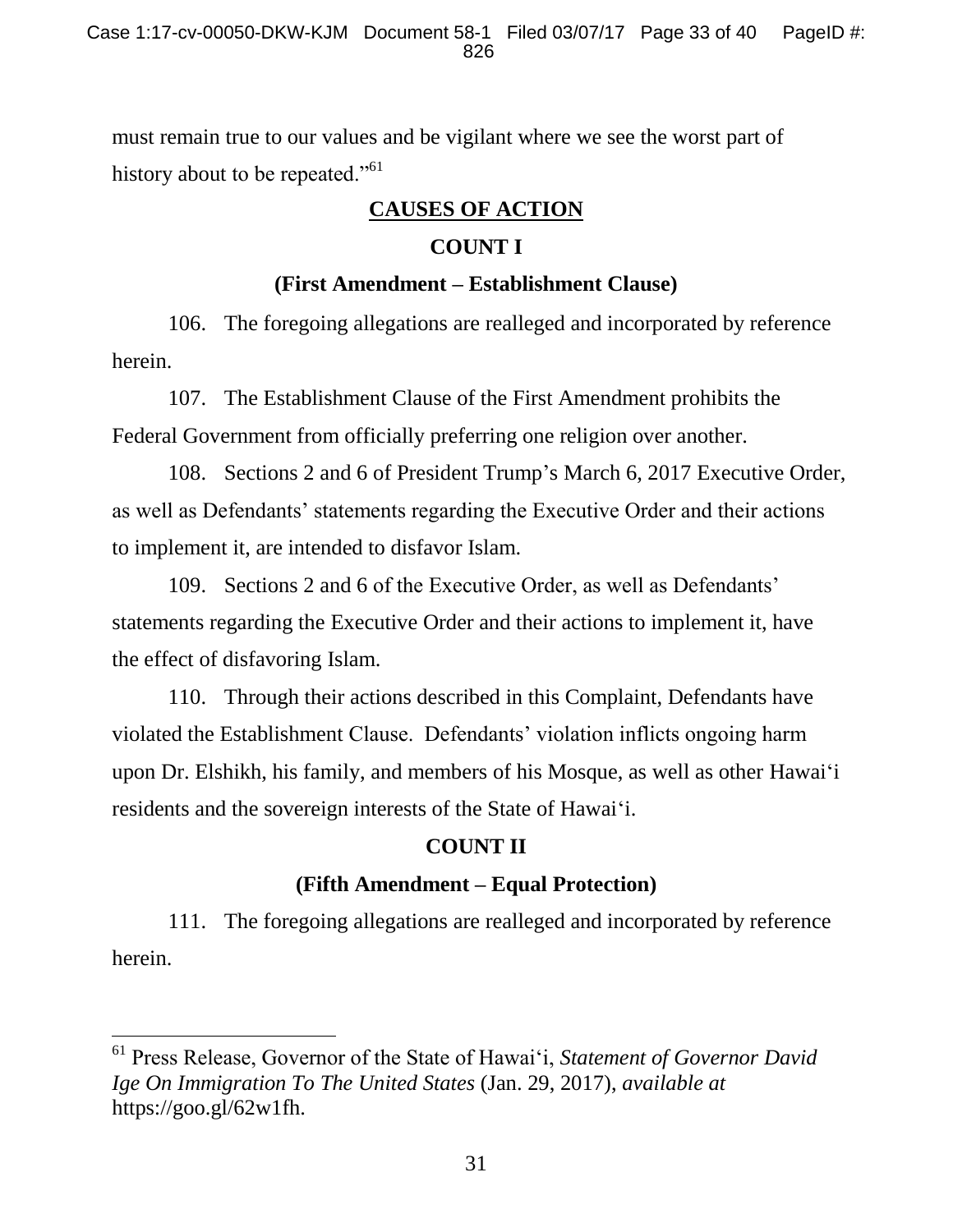must remain true to our values and be vigilant where we see the worst part of history about to be repeated."[61]

## CAUSES OF ACTION

### COUNT I

### (First Amendment – Establishment Clause)

106. The foregoing allegations are realleged and incorporated by reference herein.

107. The Establishment Clause of the First Amendment prohibits the Federal Government from officially preferring one religion over another.

108. Sections 2 and 6 of President Trump's March 6, 2017 Executive Order, as well as Defendants' statements regarding the Executive Order and their actions to implement it, are intended to disfavor Islam.

109. Sections 2 and 6 of the Executive Order, as well as Defendants' statements regarding the Executive Order and their actions to implement it, have the effect of disfavoring Islam.

110. Through their actions described in this Complaint, Defendants have violated the Establishment Clause. Defendants' violation inflicts ongoing harm upon Dr. Elshikh, his family, and members of his Mosque, as well as other Hawai'i residents and the sovereign interests of the State of Hawai'i.

### COUNT II

### (Fifth Amendment – Equal Protection)

111. The foregoing allegations are realleged and incorporated by reference herein.

---

[61] Press Release, Governor of the State of Hawai'i, *Statement of Governor David Ige On Immigration To The United States* (Jan. 29, 2017), *available at* https://goo.gl/62w1fh.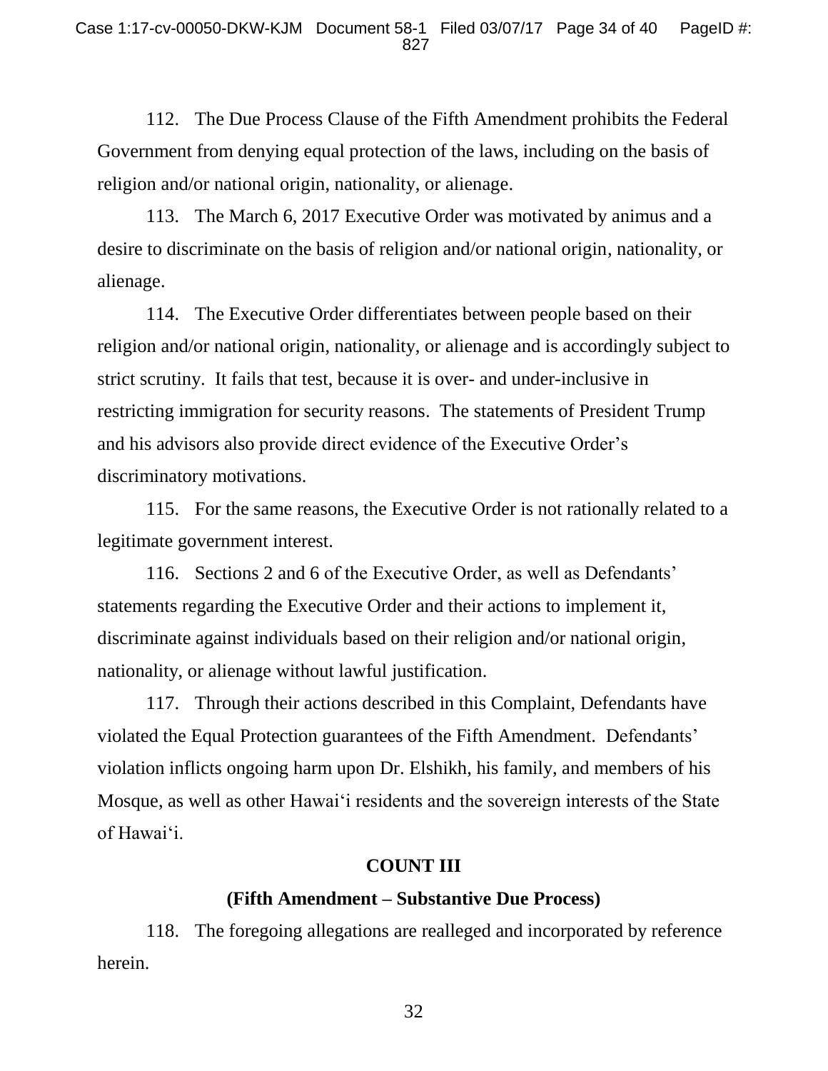112. The Due Process Clause of the Fifth Amendment prohibits the Federal Government from denying equal protection of the laws, including on the basis of religion and/or national origin, nationality, or alienage.

113. The March 6, 2017 Executive Order was motivated by animus and a desire to discriminate on the basis of religion and/or national origin, nationality, or alienage.

114. The Executive Order differentiates between people based on their religion and/or national origin, nationality, or alienage and is accordingly subject to strict scrutiny. It fails that test, because it is over- and under-inclusive in restricting immigration for security reasons. The statements of President Trump and his advisors also provide direct evidence of the Executive Order's discriminatory motivations.

115. For the same reasons, the Executive Order is not rationally related to a legitimate government interest.

116. Sections 2 and 6 of the Executive Order, as well as Defendants' statements regarding the Executive Order and their actions to implement it, discriminate against individuals based on their religion and/or national origin, nationality, or alienage without lawful justification.

117. Through their actions described in this Complaint, Defendants have violated the Equal Protection guarantees of the Fifth Amendment. Defendants' violation inflicts ongoing harm upon Dr. Elshikh, his family, and members of his Mosque, as well as other Hawai'i residents and the sovereign interests of the State of Hawai'i.

**COUNT III**

**(Fifth Amendment – Substantive Due Process)**

118. The foregoing allegations are realleged and incorporated by reference herein.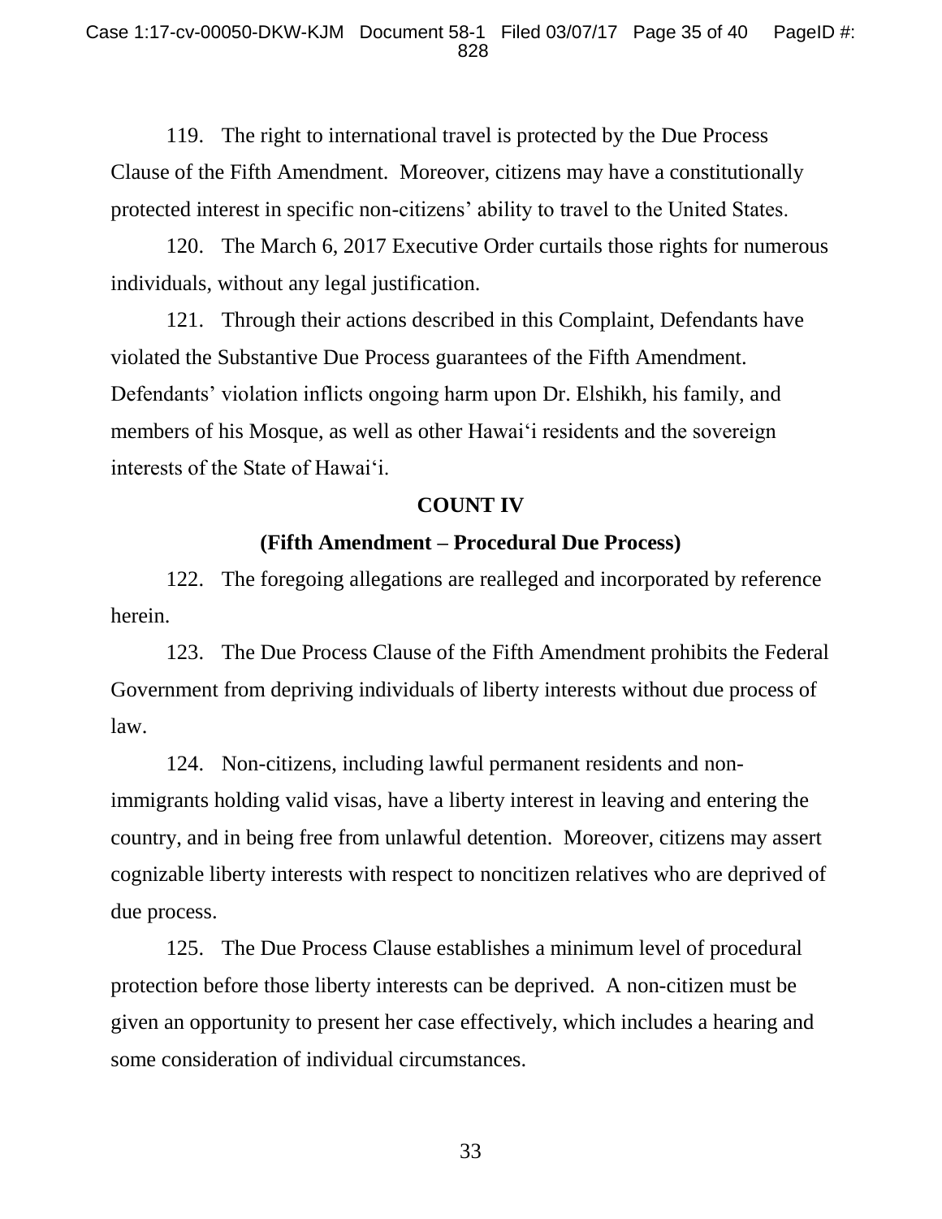119. The right to international travel is protected by the Due Process Clause of the Fifth Amendment. Moreover, citizens may have a constitutionally protected interest in specific non-citizens' ability to travel to the United States.

120. The March 6, 2017 Executive Order curtails those rights for numerous individuals, without any legal justification.

121. Through their actions described in this Complaint, Defendants have violated the Substantive Due Process guarantees of the Fifth Amendment. Defendants' violation inflicts ongoing harm upon Dr. Elshikh, his family, and members of his Mosque, as well as other Hawai'i residents and the sovereign interests of the State of Hawai'i.

**COUNT IV**

**(Fifth Amendment – Procedural Due Process)**

122. The foregoing allegations are realleged and incorporated by reference herein.

123. The Due Process Clause of the Fifth Amendment prohibits the Federal Government from depriving individuals of liberty interests without due process of law.

124. Non-citizens, including lawful permanent residents and non-immigrants holding valid visas, have a liberty interest in leaving and entering the country, and in being free from unlawful detention. Moreover, citizens may assert cognizable liberty interests with respect to noncitizen relatives who are deprived of due process.

125. The Due Process Clause establishes a minimum level of procedural protection before those liberty interests can be deprived. A non-citizen must be given an opportunity to present her case effectively, which includes a hearing and some consideration of individual circumstances.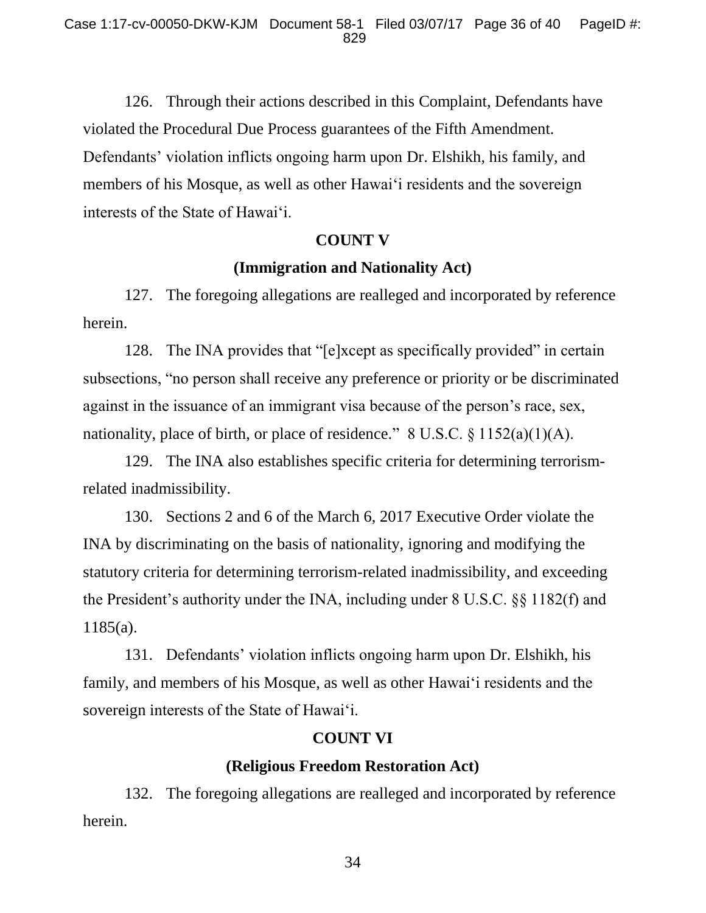126. Through their actions described in this Complaint, Defendants have violated the Procedural Due Process guarantees of the Fifth Amendment. Defendants' violation inflicts ongoing harm upon Dr. Elshikh, his family, and members of his Mosque, as well as other Hawai'i residents and the sovereign interests of the State of Hawai'i.

**COUNT V**

**(Immigration and Nationality Act)**

127. The foregoing allegations are realleged and incorporated by reference herein.

128. The INA provides that "[e]xcept as specifically provided" in certain subsections, "no person shall receive any preference or priority or be discriminated against in the issuance of an immigrant visa because of the person's race, sex, nationality, place of birth, or place of residence." 8 U.S.C. § 1152(a)(1)(A).

129. The INA also establishes specific criteria for determining terrorism-related inadmissibility.

130. Sections 2 and 6 of the March 6, 2017 Executive Order violate the INA by discriminating on the basis of nationality, ignoring and modifying the statutory criteria for determining terrorism-related inadmissibility, and exceeding the President's authority under the INA, including under 8 U.S.C. §§ 1182(f) and 1185(a).

131. Defendants' violation inflicts ongoing harm upon Dr. Elshikh, his family, and members of his Mosque, as well as other Hawai'i residents and the sovereign interests of the State of Hawai'i.

**COUNT VI**

**(Religious Freedom Restoration Act)**

132. The foregoing allegations are realleged and incorporated by reference herein.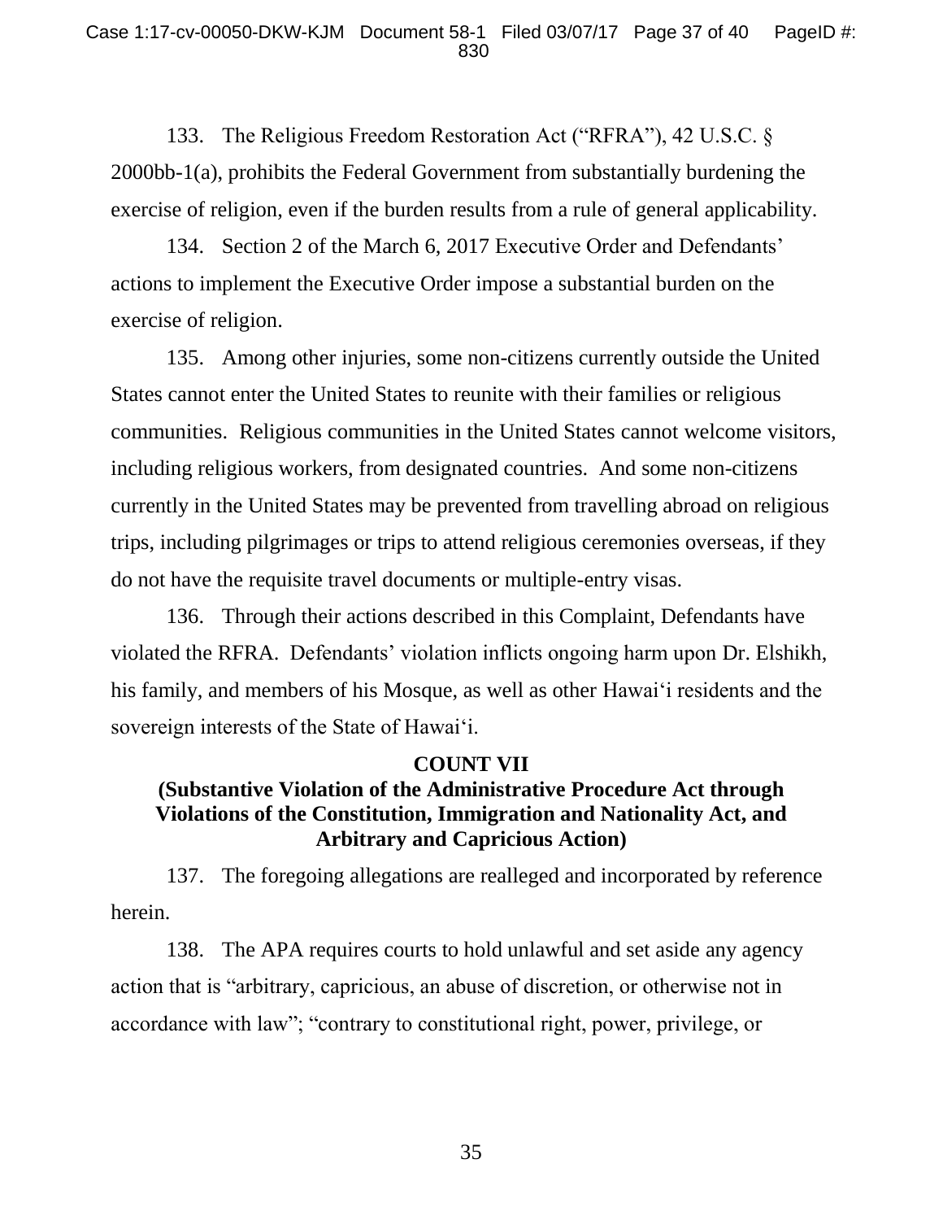133. The Religious Freedom Restoration Act ("RFRA"), 42 U.S.C. § 2000bb-1(a), prohibits the Federal Government from substantially burdening the exercise of religion, even if the burden results from a rule of general applicability.

134. Section 2 of the March 6, 2017 Executive Order and Defendants' actions to implement the Executive Order impose a substantial burden on the exercise of religion.

135. Among other injuries, some non-citizens currently outside the United States cannot enter the United States to reunite with their families or religious communities. Religious communities in the United States cannot welcome visitors, including religious workers, from designated countries. And some non-citizens currently in the United States may be prevented from travelling abroad on religious trips, including pilgrimages or trips to attend religious ceremonies overseas, if they do not have the requisite travel documents or multiple-entry visas.

136. Through their actions described in this Complaint, Defendants have violated the RFRA. Defendants' violation inflicts ongoing harm upon Dr. Elshikh, his family, and members of his Mosque, as well as other Hawai'i residents and the sovereign interests of the State of Hawai'i.

**COUNT VII**

**(Substantive Violation of the Administrative Procedure Act through Violations of the Constitution, Immigration and Nationality Act, and Arbitrary and Capricious Action)**

137. The foregoing allegations are realleged and incorporated by reference herein.

138. The APA requires courts to hold unlawful and set aside any agency action that is "arbitrary, capricious, an abuse of discretion, or otherwise not in accordance with law"; "contrary to constitutional right, power, privilege, or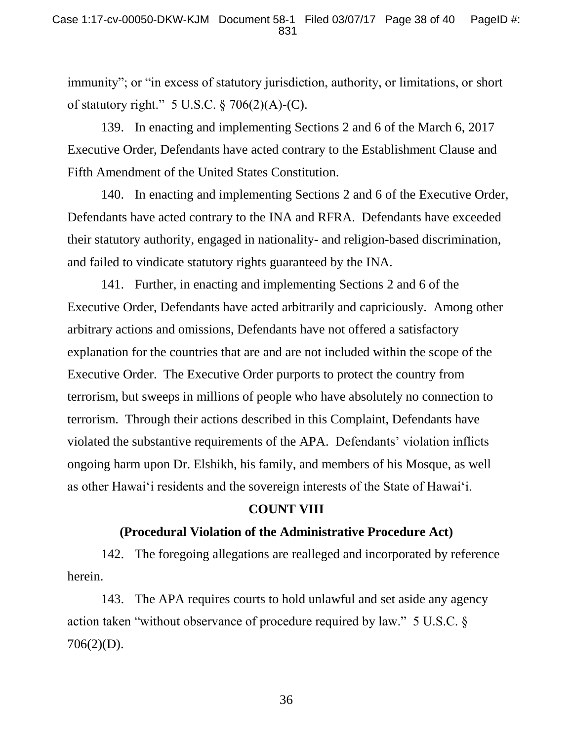immunity"; or "in excess of statutory jurisdiction, authority, or limitations, or short of statutory right." 5 U.S.C. § 706(2)(A)-(C).

139. In enacting and implementing Sections 2 and 6 of the March 6, 2017 Executive Order, Defendants have acted contrary to the Establishment Clause and Fifth Amendment of the United States Constitution.

140. In enacting and implementing Sections 2 and 6 of the Executive Order, Defendants have acted contrary to the INA and RFRA. Defendants have exceeded their statutory authority, engaged in nationality- and religion-based discrimination, and failed to vindicate statutory rights guaranteed by the INA.

141. Further, in enacting and implementing Sections 2 and 6 of the Executive Order, Defendants have acted arbitrarily and capriciously. Among other arbitrary actions and omissions, Defendants have not offered a satisfactory explanation for the countries that are and are not included within the scope of the Executive Order. The Executive Order purports to protect the country from terrorism, but sweeps in millions of people who have absolutely no connection to terrorism. Through their actions described in this Complaint, Defendants have violated the substantive requirements of the APA. Defendants' violation inflicts ongoing harm upon Dr. Elshikh, his family, and members of his Mosque, as well as other Hawai'i residents and the sovereign interests of the State of Hawai'i.

**COUNT VIII**

**(Procedural Violation of the Administrative Procedure Act)**

142. The foregoing allegations are realleged and incorporated by reference herein.

143. The APA requires courts to hold unlawful and set aside any agency action taken "without observance of procedure required by law." 5 U.S.C. § 706(2)(D).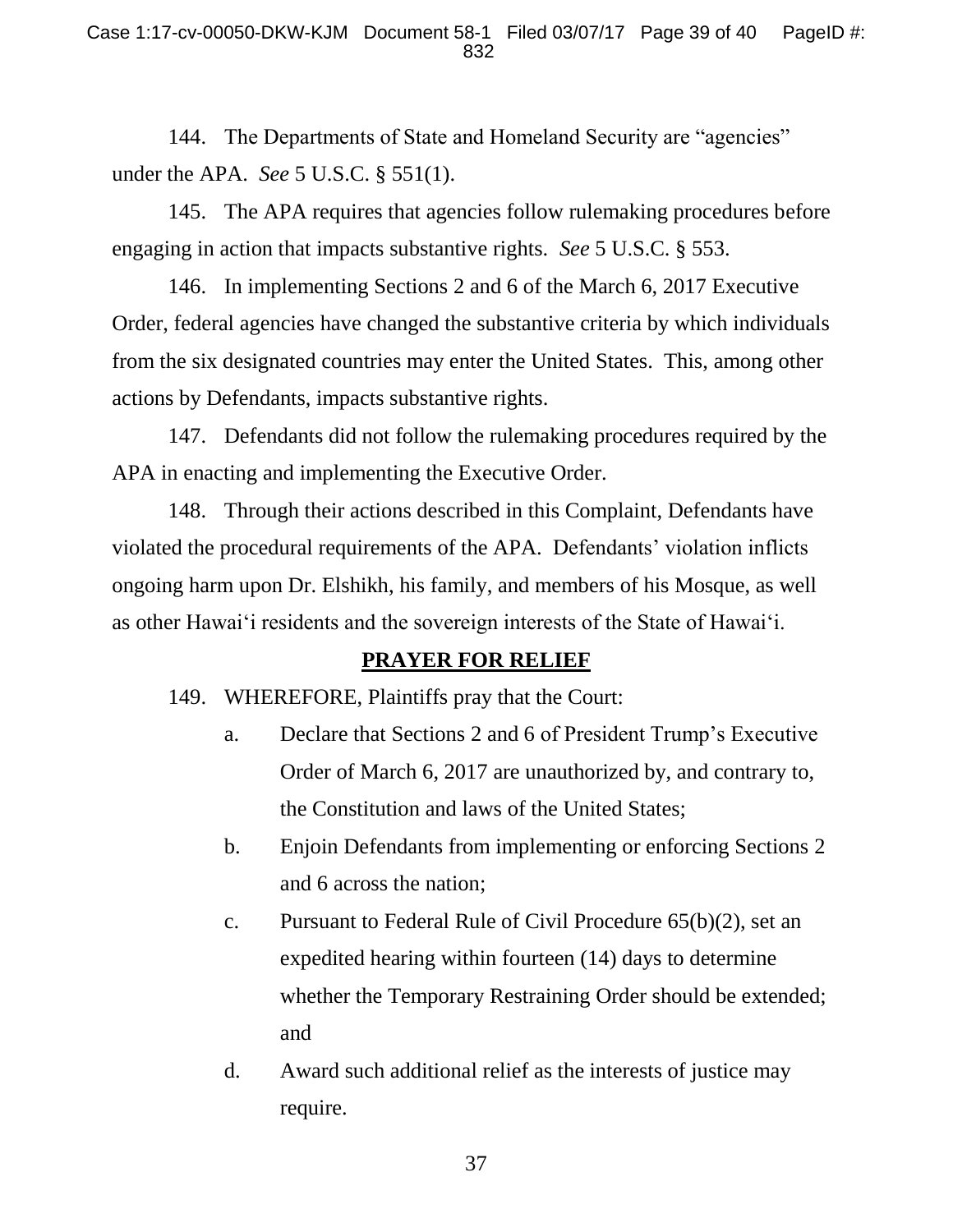144. The Departments of State and Homeland Security are "agencies" under the APA. *See* 5 U.S.C. § 551(1).

145. The APA requires that agencies follow rulemaking procedures before engaging in action that impacts substantive rights. *See* 5 U.S.C. § 553.

146. In implementing Sections 2 and 6 of the March 6, 2017 Executive Order, federal agencies have changed the substantive criteria by which individuals from the six designated countries may enter the United States. This, among other actions by Defendants, impacts substantive rights.

147. Defendants did not follow the rulemaking procedures required by the APA in enacting and implementing the Executive Order.

148. Through their actions described in this Complaint, Defendants have violated the procedural requirements of the APA. Defendants' violation inflicts ongoing harm upon Dr. Elshikh, his family, and members of his Mosque, as well as other Hawai'i residents and the sovereign interests of the State of Hawai'i.

## PRAYER FOR RELIEF

149. WHEREFORE, Plaintiffs pray that the Court:

a. Declare that Sections 2 and 6 of President Trump's Executive Order of March 6, 2017 are unauthorized by, and contrary to, the Constitution and laws of the United States;

b. Enjoin Defendants from implementing or enforcing Sections 2 and 6 across the nation;

c. Pursuant to Federal Rule of Civil Procedure 65(b)(2), set an expedited hearing within fourteen (14) days to determine whether the Temporary Restraining Order should be extended; and

d. Award such additional relief as the interests of justice may require.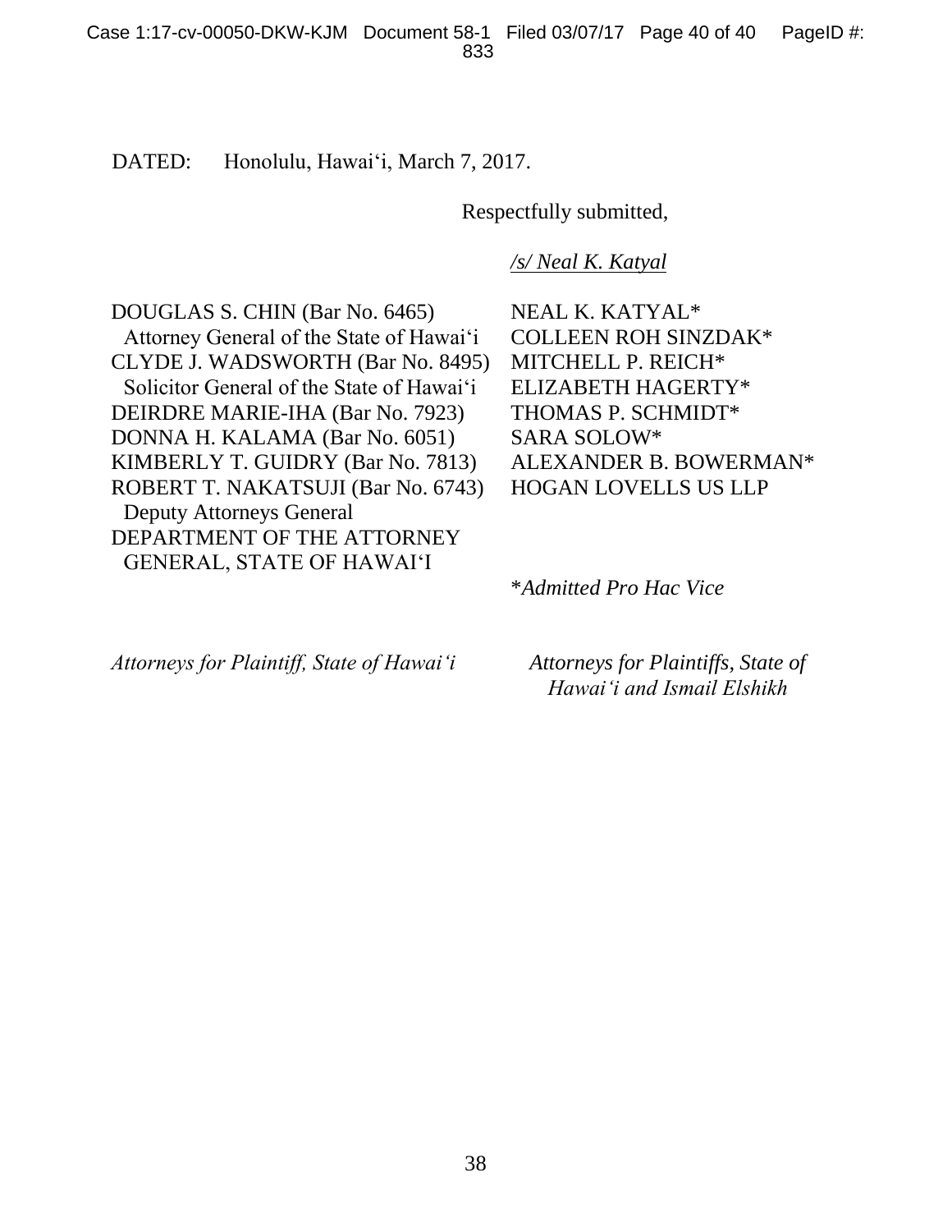DATED: Honolulu, Hawaiʻi, March 7, 2017.

Respectfully submitted,

*/s/ Neal K. Katyal*

DOUGLAS S. CHIN (Bar No. 6465)
Attorney General of the State of Hawaiʻi
CLYDE J. WADSWORTH (Bar No. 8495)
Solicitor General of the State of Hawaiʻi
DEIRDRE MARIE-IHA (Bar No. 7923)
DONNA H. KALAMA (Bar No. 6051)
KIMBERLY T. GUIDRY (Bar No. 7813)
ROBERT T. NAKATSUJI (Bar No. 6743)
Deputy Attorneys General
DEPARTMENT OF THE ATTORNEY GENERAL, STATE OF HAWAIʻI

*Attorneys for Plaintiff, State of Hawaiʻi*

NEAL K. KATYAL*
COLLEEN ROH SINZDAK*
MITCHELL P. REICH*
ELIZABETH HAGERTY*
THOMAS P. SCHMIDT*
SARA SOLOW*
ALEXANDER B. BOWERMAN*
HOGAN LOVELLS US LLP

**Admitted Pro Hac Vice*

*Attorneys for Plaintiffs, State of Hawaiʻi and Ismail Elshikh*